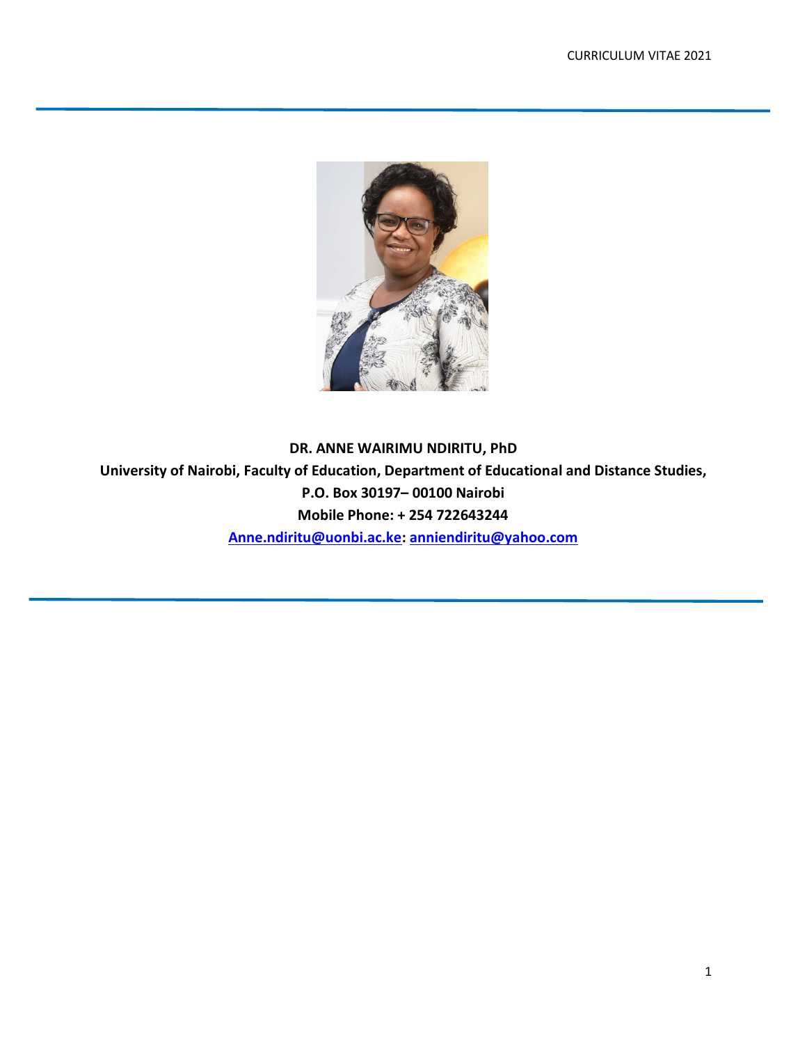**DR. ANNE WAIRIMU NDIRITU, PhD**

**University of Nairobi, Faculty of Education, Department of Educational and Distance Studies,**

**P.O. Box 30197– 00100 Nairobi**

**Mobile Phone: + 254 722643244**

**[Anne.ndiritu@uonbi.ac.ke](mailto:Anne.ndiritu@uonbi.ac.ke): [anniendiritu@yahoo.com](mailto:anniendiritu@yahoo.com)**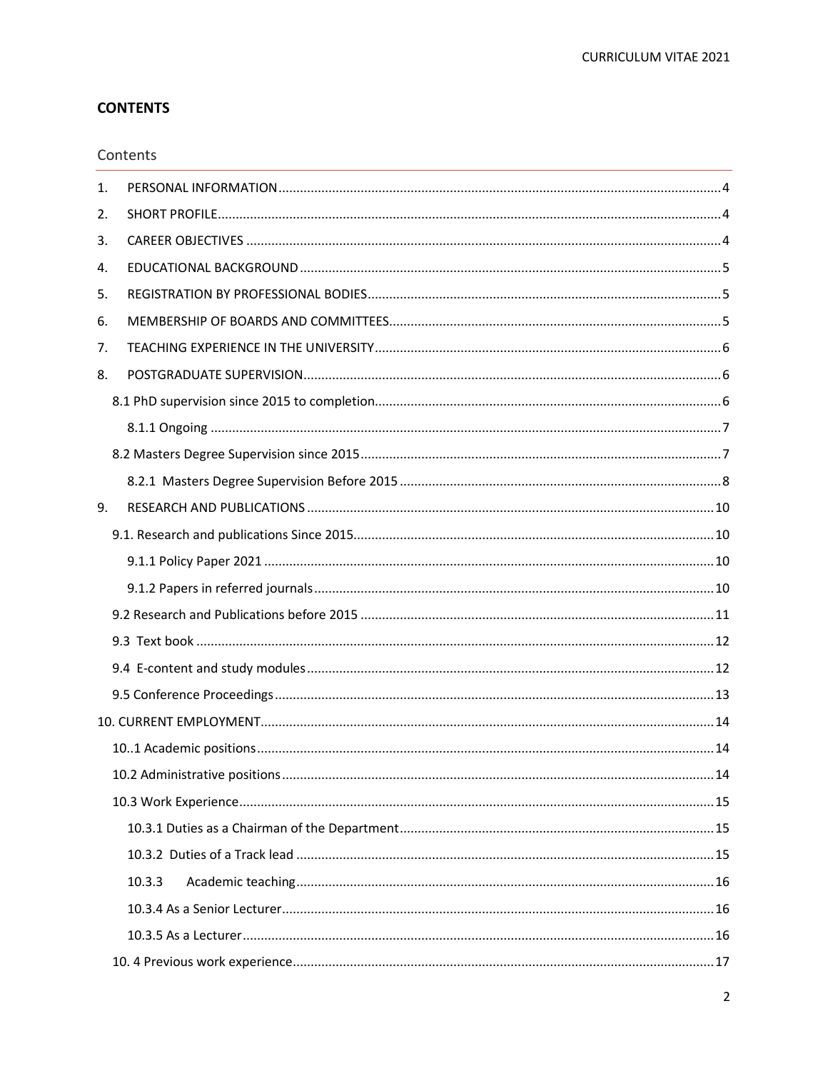**CONTENTS**

Contents

1. PERSONAL INFORMATION .......... 4
2. SHORT PROFILE .......... 4
3. CAREER OBJECTIVES .......... 4
4. EDUCATIONAL BACKGROUND .......... 5
5. REGISTRATION BY PROFESSIONAL BODIES .......... 5
6. MEMBERSHIP OF BOARDS AND COMMITTEES .......... 5
7. TEACHING EXPERIENCE IN THE UNIVERSITY .......... 6
8. POSTGRADUATE SUPERVISION .......... 6
   - 8.1 PhD supervision since 2015 to completion .......... 6
     - 8.1.1 Ongoing .......... 7
   - 8.2 Masters Degree Supervision since 2015 .......... 7
     - 8.2.1 Masters Degree Supervision Before 2015 .......... 8
9. RESEARCH AND PUBLICATIONS .......... 10
   - 9.1. Research and publications Since 2015 .......... 10
     - 9.1.1 Policy Paper 2021 .......... 10
     - 9.1.2 Papers in referred journals .......... 10
   - 9.2 Research and Publications before 2015 .......... 11
   - 9.3 Text book .......... 12
   - 9.4 E-content and study modules .......... 12
   - 9.5 Conference Proceedings .......... 13

10. CURRENT EMPLOYMENT .......... 14
   - 10..1 Academic positions .......... 14
   - 10.2 Administrative positions .......... 14
   - 10.3 Work Experience .......... 15
     - 10.3.1 Duties as a Chairman of the Department .......... 15
     - 10.3.2 Duties of a Track lead .......... 15
     - 10.3.3 Academic teaching .......... 16
     - 10.3.4 As a Senior Lecturer .......... 16
     - 10.3.5 As a Lecturer .......... 16
   - 10. 4 Previous work experience .......... 17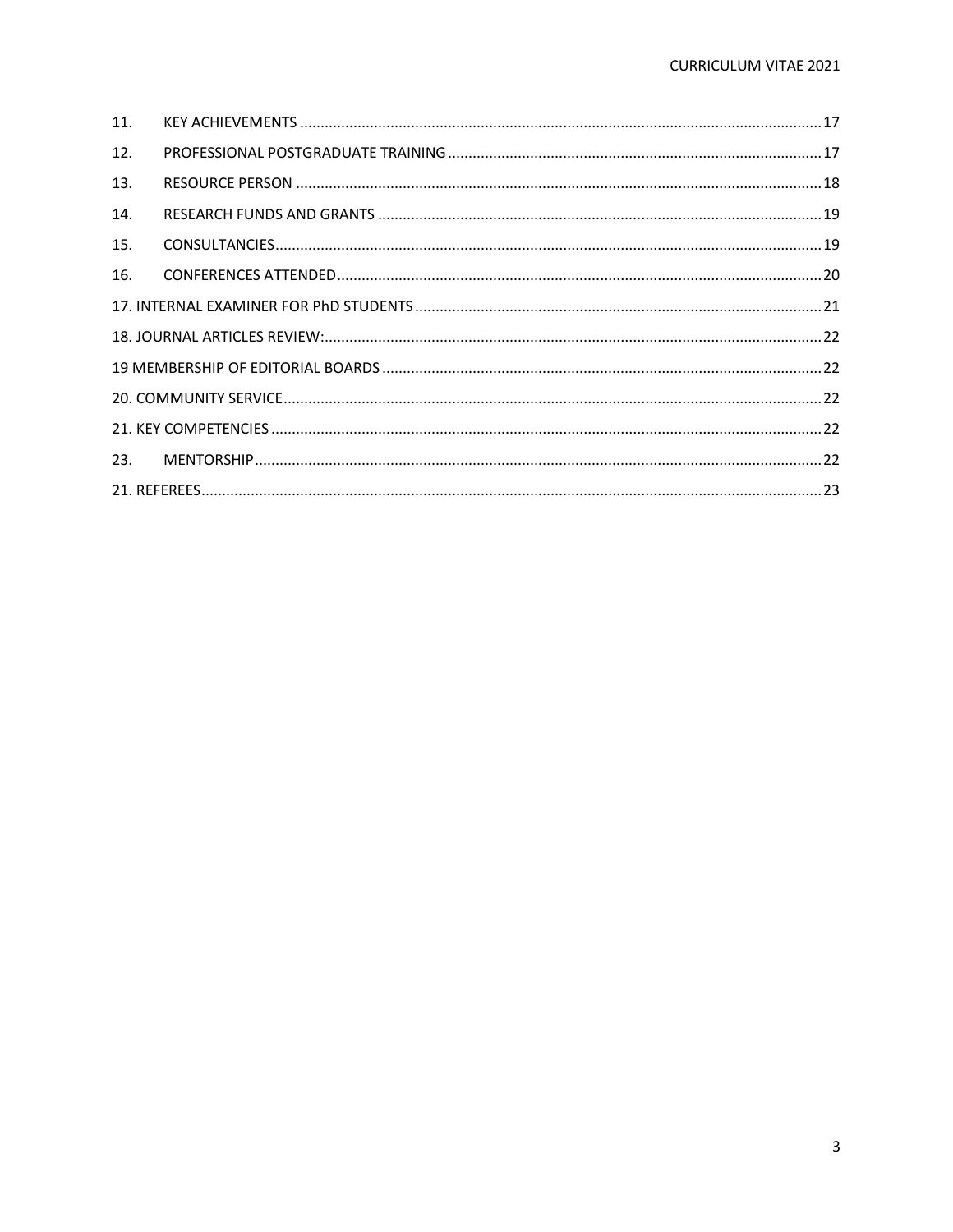11. KEY ACHIEVEMENTS .......... 17
12. PROFESSIONAL POSTGRADUATE TRAINING .......... 17
13. RESOURCE PERSON .......... 18
14. RESEARCH FUNDS AND GRANTS .......... 19
15. CONSULTANCIES .......... 19
16. CONFERENCES ATTENDED .......... 20
17. INTERNAL EXAMINER FOR PhD STUDENTS .......... 21
18. JOURNAL ARTICLES REVIEW: .......... 22
19 MEMBERSHIP OF EDITORIAL BOARDS .......... 22
20. COMMUNITY SERVICE .......... 22
21. KEY COMPETENCIES .......... 22
23. MENTORSHIP .......... 22
21. REFEREES .......... 23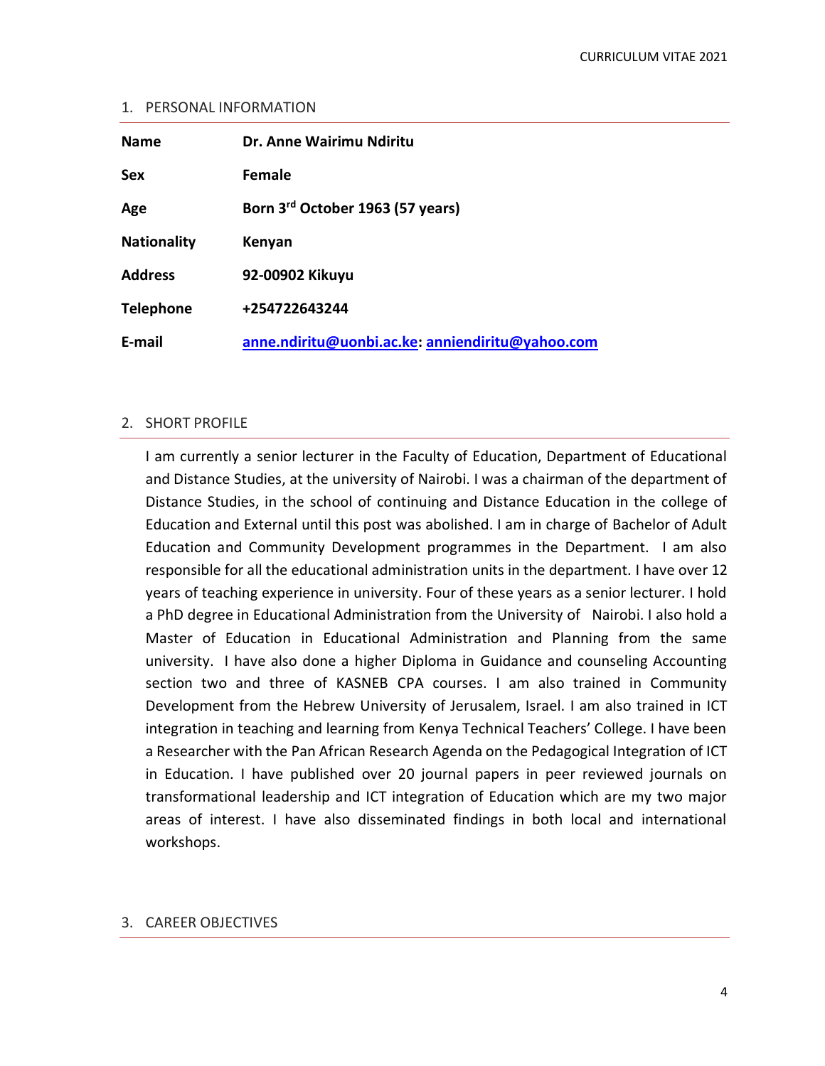## 1. PERSONAL INFORMATION

| | |
|---|---|
| **Name** | **Dr. Anne Wairimu Ndiritu** |
| **Sex** | **Female** |
| **Age** | **Born 3rd October 1963 (57 years)** |
| **Nationality** | **Kenyan** |
| **Address** | **92-00902 Kikuyu** |
| **Telephone** | **+254722643244** |
| **E-mail** | **anne.ndiritu@uonbi.ac.ke: anniendiritu@yahoo.com** |

## 2. SHORT PROFILE

I am currently a senior lecturer in the Faculty of Education, Department of Educational and Distance Studies, at the university of Nairobi. I was a chairman of the department of Distance Studies, in the school of continuing and Distance Education in the college of Education and External until this post was abolished. I am in charge of Bachelor of Adult Education and Community Development programmes in the Department. I am also responsible for all the educational administration units in the department. I have over 12 years of teaching experience in university. Four of these years as a senior lecturer. I hold a PhD degree in Educational Administration from the University of Nairobi. I also hold a Master of Education in Educational Administration and Planning from the same university. I have also done a higher Diploma in Guidance and counseling Accounting section two and three of KASNEB CPA courses. I am also trained in Community Development from the Hebrew University of Jerusalem, Israel. I am also trained in ICT integration in teaching and learning from Kenya Technical Teachers' College. I have been a Researcher with the Pan African Research Agenda on the Pedagogical Integration of ICT in Education. I have published over 20 journal papers in peer reviewed journals on transformational leadership and ICT integration of Education which are my two major areas of interest. I have also disseminated findings in both local and international workshops.

## 3. CAREER OBJECTIVES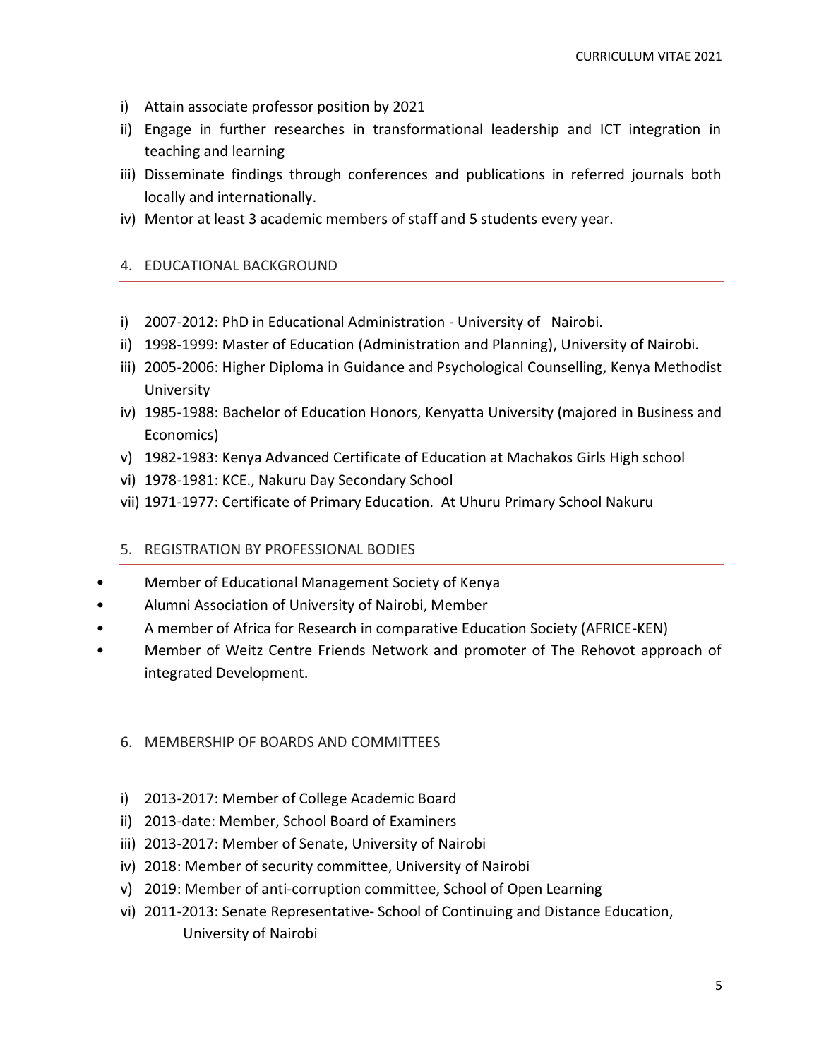i) Attain associate professor position by 2021
ii) Engage in further researches in transformational leadership and ICT integration in teaching and learning
iii) Disseminate findings through conferences and publications in referred journals both locally and internationally.
iv) Mentor at least 3 academic members of staff and 5 students every year.

## 4. EDUCATIONAL BACKGROUND

i) 2007-2012: PhD in Educational Administration - University of Nairobi.
ii) 1998-1999: Master of Education (Administration and Planning), University of Nairobi.
iii) 2005-2006: Higher Diploma in Guidance and Psychological Counselling, Kenya Methodist University
iv) 1985-1988: Bachelor of Education Honors, Kenyatta University (majored in Business and Economics)
v) 1982-1983: Kenya Advanced Certificate of Education at Machakos Girls High school
vi) 1978-1981: KCE., Nakuru Day Secondary School
vii) 1971-1977: Certificate of Primary Education. At Uhuru Primary School Nakuru

## 5. REGISTRATION BY PROFESSIONAL BODIES

- Member of Educational Management Society of Kenya
- Alumni Association of University of Nairobi, Member
- A member of Africa for Research in comparative Education Society (AFRICE-KEN)
- Member of Weitz Centre Friends Network and promoter of The Rehovot approach of integrated Development.

## 6. MEMBERSHIP OF BOARDS AND COMMITTEES

i) 2013-2017: Member of College Academic Board
ii) 2013-date: Member, School Board of Examiners
iii) 2013-2017: Member of Senate, University of Nairobi
iv) 2018: Member of security committee, University of Nairobi
v) 2019: Member of anti-corruption committee, School of Open Learning
vi) 2011-2013: Senate Representative- School of Continuing and Distance Education, University of Nairobi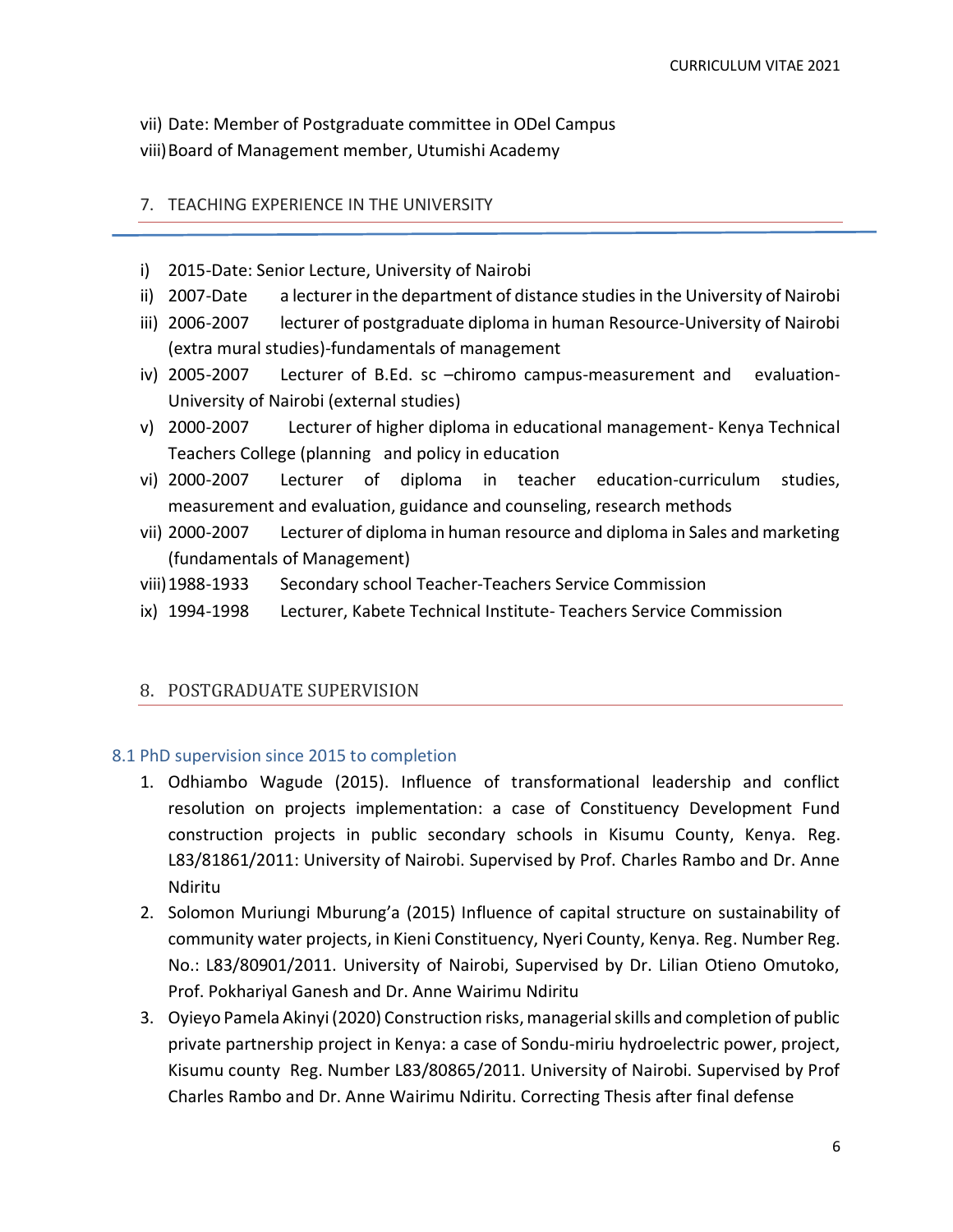vii) Date: Member of Postgraduate committee in ODel Campus

viii) Board of Management member, Utumishi Academy

## 7. TEACHING EXPERIENCE IN THE UNIVERSITY

i) 2015-Date: Senior Lecture, University of Nairobi

ii) 2007-Date a lecturer in the department of distance studies in the University of Nairobi

iii) 2006-2007 lecturer of postgraduate diploma in human Resource-University of Nairobi (extra mural studies)-fundamentals of management

iv) 2005-2007 Lecturer of B.Ed. sc –chiromo campus-measurement and evaluation-University of Nairobi (external studies)

v) 2000-2007 Lecturer of higher diploma in educational management- Kenya Technical Teachers College (planning and policy in education

vi) 2000-2007 Lecturer of diploma in teacher education-curriculum studies, measurement and evaluation, guidance and counseling, research methods

vii) 2000-2007 Lecturer of diploma in human resource and diploma in Sales and marketing (fundamentals of Management)

viii) 1988-1933 Secondary school Teacher-Teachers Service Commission

ix) 1994-1998 Lecturer, Kabete Technical Institute- Teachers Service Commission

## 8. POSTGRADUATE SUPERVISION

### 8.1 PhD supervision since 2015 to completion

1. Odhiambo Wagude (2015). Influence of transformational leadership and conflict resolution on projects implementation: a case of Constituency Development Fund construction projects in public secondary schools in Kisumu County, Kenya. Reg. L83/81861/2011: University of Nairobi. Supervised by Prof. Charles Rambo and Dr. Anne Ndiritu
2. Solomon Muriungi Mburung'a (2015) Influence of capital structure on sustainability of community water projects, in Kieni Constituency, Nyeri County, Kenya. Reg. Number Reg. No.: L83/80901/2011. University of Nairobi, Supervised by Dr. Lilian Otieno Omutoko, Prof. Pokhariyal Ganesh and Dr. Anne Wairimu Ndiritu
3. Oyieyo Pamela Akinyi (2020) Construction risks, managerial skills and completion of public private partnership project in Kenya: a case of Sondu-miriu hydroelectric power, project, Kisumu county Reg. Number L83/80865/2011. University of Nairobi. Supervised by Prof Charles Rambo and Dr. Anne Wairimu Ndiritu. Correcting Thesis after final defense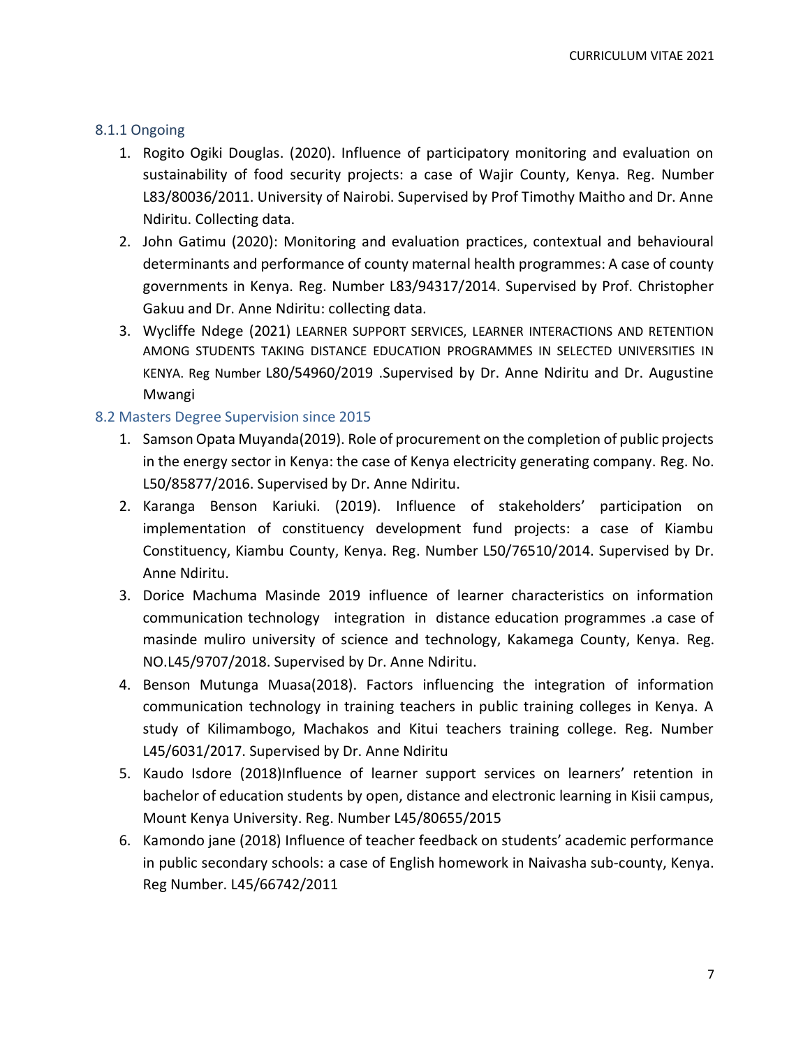### 8.1.1 Ongoing

1. Rogito Ogiki Douglas. (2020). Influence of participatory monitoring and evaluation on sustainability of food security projects: a case of Wajir County, Kenya. Reg. Number L83/80036/2011. University of Nairobi. Supervised by Prof Timothy Maitho and Dr. Anne Ndiritu. Collecting data.
2. John Gatimu (2020): Monitoring and evaluation practices, contextual and behavioural determinants and performance of county maternal health programmes: A case of county governments in Kenya. Reg. Number L83/94317/2014. Supervised by Prof. Christopher Gakuu and Dr. Anne Ndiritu: collecting data.
3. Wycliffe Ndege (2021) LEARNER SUPPORT SERVICES, LEARNER INTERACTIONS AND RETENTION AMONG STUDENTS TAKING DISTANCE EDUCATION PROGRAMMES IN SELECTED UNIVERSITIES IN KENYA. Reg Number L80/54960/2019 .Supervised by Dr. Anne Ndiritu and Dr. Augustine Mwangi

## 8.2 Masters Degree Supervision since 2015

1. Samson Opata Muyanda(2019). Role of procurement on the completion of public projects in the energy sector in Kenya: the case of Kenya electricity generating company. Reg. No. L50/85877/2016. Supervised by Dr. Anne Ndiritu.
2. Karanga Benson Kariuki. (2019). Influence of stakeholders' participation on implementation of constituency development fund projects: a case of Kiambu Constituency, Kiambu County, Kenya. Reg. Number L50/76510/2014. Supervised by Dr. Anne Ndiritu.
3. Dorice Machuma Masinde 2019 influence of learner characteristics on information communication technology integration in distance education programmes .a case of masinde muliro university of science and technology, Kakamega County, Kenya. Reg. NO.L45/9707/2018. Supervised by Dr. Anne Ndiritu.
4. Benson Mutunga Muasa(2018). Factors influencing the integration of information communication technology in training teachers in public training colleges in Kenya. A study of Kilimambogo, Machakos and Kitui teachers training college. Reg. Number L45/6031/2017. Supervised by Dr. Anne Ndiritu
5. Kaudo Isdore (2018)Influence of learner support services on learners' retention in bachelor of education students by open, distance and electronic learning in Kisii campus, Mount Kenya University. Reg. Number L45/80655/2015
6. Kamondo jane (2018) Influence of teacher feedback on students' academic performance in public secondary schools: a case of English homework in Naivasha sub-county, Kenya. Reg Number. L45/66742/2011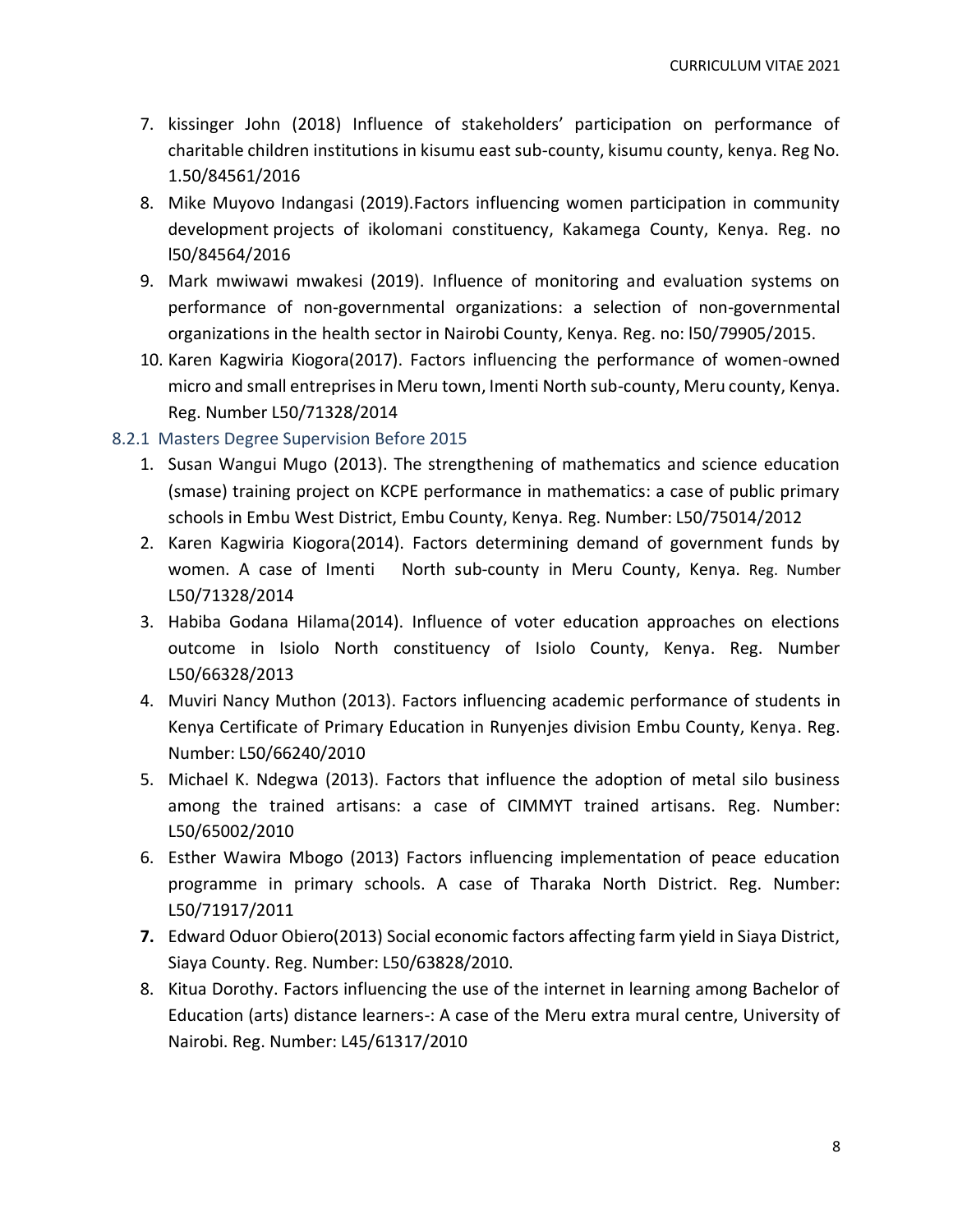7. kissinger John (2018) Influence of stakeholders' participation on performance of charitable children institutions in kisumu east sub-county, kisumu county, kenya. Reg No. 1.50/84561/2016
8. Mike Muyovo Indangasi (2019).Factors influencing women participation in community development projects of ikolomani constituency, Kakamega County, Kenya. Reg. no l50/84564/2016
9. Mark mwiwawi mwakesi (2019). Influence of monitoring and evaluation systems on performance of non-governmental organizations: a selection of non-governmental organizations in the health sector in Nairobi County, Kenya. Reg. no: l50/79905/2015.
10. Karen Kagwiria Kiogora(2017). Factors influencing the performance of women-owned micro and small entreprises in Meru town, Imenti North sub-county, Meru county, Kenya. Reg. Number L50/71328/2014

#### 8.2.1 Masters Degree Supervision Before 2015

1. Susan Wangui Mugo (2013). The strengthening of mathematics and science education (smase) training project on KCPE performance in mathematics: a case of public primary schools in Embu West District, Embu County, Kenya. Reg. Number: L50/75014/2012
2. Karen Kagwiria Kiogora(2014). Factors determining demand of government funds by women. A case of Imenti North sub-county in Meru County, Kenya. Reg. Number L50/71328/2014
3. Habiba Godana Hilama(2014). Influence of voter education approaches on elections outcome in Isiolo North constituency of Isiolo County, Kenya. Reg. Number L50/66328/2013
4. Muviri Nancy Muthon (2013). Factors influencing academic performance of students in Kenya Certificate of Primary Education in Runyenjes division Embu County, Kenya. Reg. Number: L50/66240/2010
5. Michael K. Ndegwa (2013). Factors that influence the adoption of metal silo business among the trained artisans: a case of CIMMYT trained artisans. Reg. Number: L50/65002/2010
6. Esther Wawira Mbogo (2013) Factors influencing implementation of peace education programme in primary schools. A case of Tharaka North District. Reg. Number: L50/71917/2011
7. Edward Oduor Obiero(2013) Social economic factors affecting farm yield in Siaya District, Siaya County. Reg. Number: L50/63828/2010.
8. Kitua Dorothy. Factors influencing the use of the internet in learning among Bachelor of Education (arts) distance learners-: A case of the Meru extra mural centre, University of Nairobi. Reg. Number: L45/61317/2010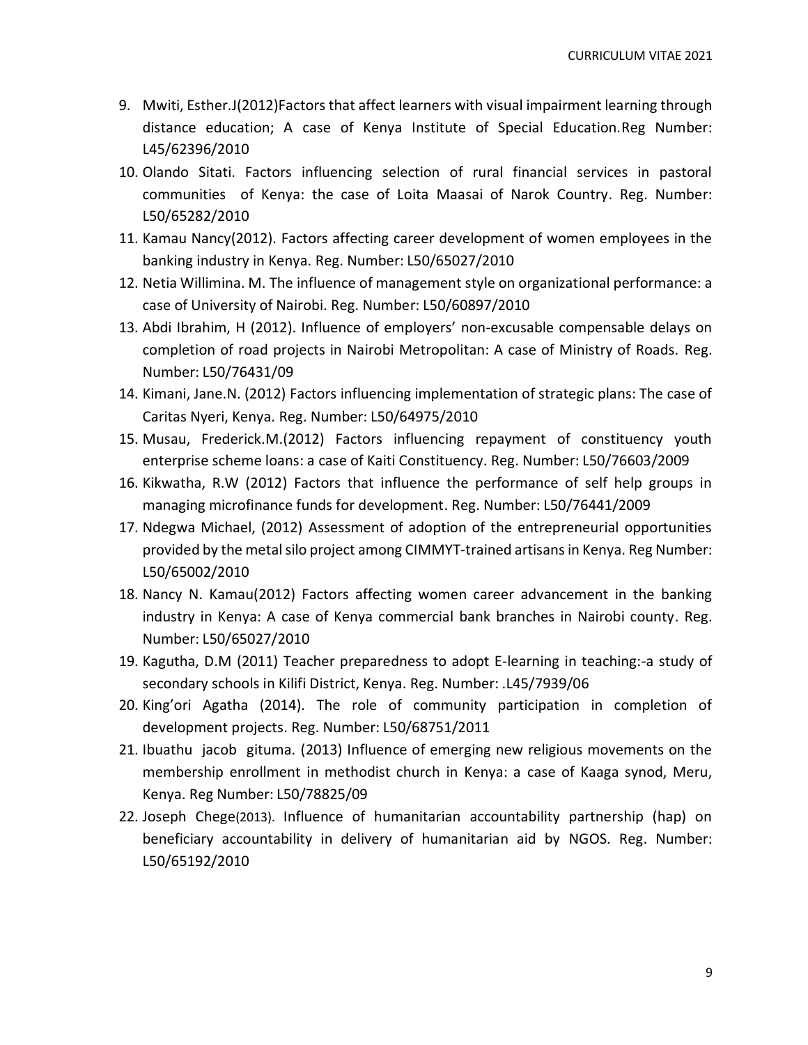9. Mwiti, Esther.J(2012)Factors that affect learners with visual impairment learning through distance education; A case of Kenya Institute of Special Education.Reg Number: L45/62396/2010
10. Olando Sitati. Factors influencing selection of rural financial services in pastoral communities of Kenya: the case of Loita Maasai of Narok Country. Reg. Number: L50/65282/2010
11. Kamau Nancy(2012). Factors affecting career development of women employees in the banking industry in Kenya. Reg. Number: L50/65027/2010
12. Netia Willimina. M. The influence of management style on organizational performance: a case of University of Nairobi. Reg. Number: L50/60897/2010
13. Abdi Ibrahim, H (2012). Influence of employers' non-excusable compensable delays on completion of road projects in Nairobi Metropolitan: A case of Ministry of Roads. Reg. Number: L50/76431/09
14. Kimani, Jane.N. (2012) Factors influencing implementation of strategic plans: The case of Caritas Nyeri, Kenya. Reg. Number: L50/64975/2010
15. Musau, Frederick.M.(2012) Factors influencing repayment of constituency youth enterprise scheme loans: a case of Kaiti Constituency. Reg. Number: L50/76603/2009
16. Kikwatha, R.W (2012) Factors that influence the performance of self help groups in managing microfinance funds for development. Reg. Number: L50/76441/2009
17. Ndegwa Michael, (2012) Assessment of adoption of the entrepreneurial opportunities provided by the metal silo project among CIMMYT-trained artisans in Kenya. Reg Number: L50/65002/2010
18. Nancy N. Kamau(2012) Factors affecting women career advancement in the banking industry in Kenya: A case of Kenya commercial bank branches in Nairobi county. Reg. Number: L50/65027/2010
19. Kagutha, D.M (2011) Teacher preparedness to adopt E-learning in teaching:-a study of secondary schools in Kilifi District, Kenya. Reg. Number: .L45/7939/06
20. King'ori Agatha (2014). The role of community participation in completion of development projects. Reg. Number: L50/68751/2011
21. Ibuathu jacob gituma. (2013) Influence of emerging new religious movements on the membership enrollment in methodist church in Kenya: a case of Kaaga synod, Meru, Kenya. Reg Number: L50/78825/09
22. Joseph Chege(2013). Influence of humanitarian accountability partnership (hap) on beneficiary accountability in delivery of humanitarian aid by NGOS. Reg. Number: L50/65192/2010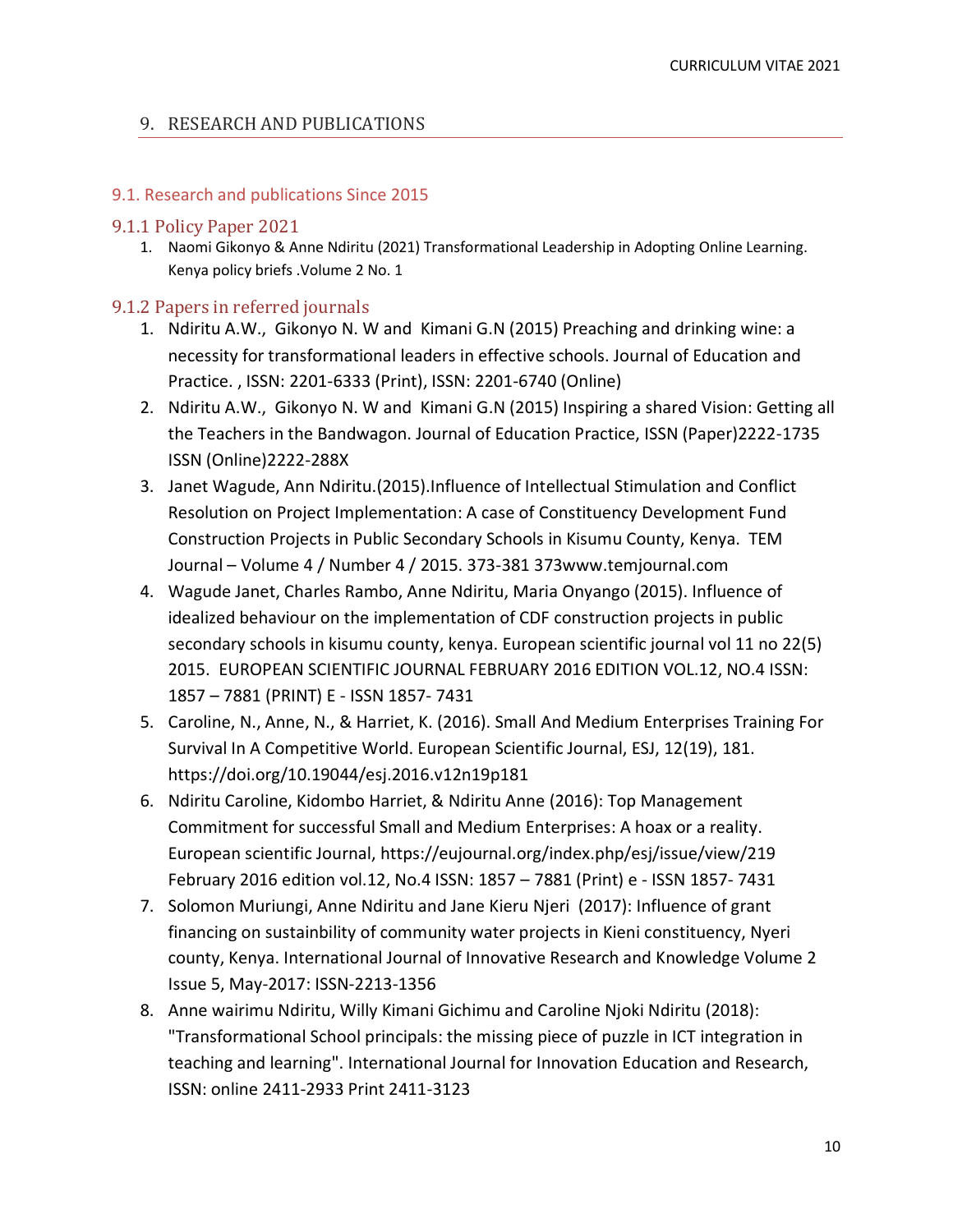## 9. RESEARCH AND PUBLICATIONS

### 9.1. Research and publications Since 2015

#### 9.1.1 Policy Paper 2021

1. Naomi Gikonyo & Anne Ndiritu (2021) Transformational Leadership in Adopting Online Learning. Kenya policy briefs .Volume 2 No. 1

#### 9.1.2 Papers in referred journals

1. Ndiritu A.W., Gikonyo N. W and Kimani G.N (2015) Preaching and drinking wine: a necessity for transformational leaders in effective schools. Journal of Education and Practice. , ISSN: 2201-6333 (Print), ISSN: 2201-6740 (Online)
2. Ndiritu A.W., Gikonyo N. W and Kimani G.N (2015) Inspiring a shared Vision: Getting all the Teachers in the Bandwagon. Journal of Education Practice, ISSN (Paper)2222-1735 ISSN (Online)2222-288X
3. Janet Wagude, Ann Ndiritu.(2015).Influence of Intellectual Stimulation and Conflict Resolution on Project Implementation: A case of Constituency Development Fund Construction Projects in Public Secondary Schools in Kisumu County, Kenya. TEM Journal – Volume 4 / Number 4 / 2015. 373-381 373www.temjournal.com
4. Wagude Janet, Charles Rambo, Anne Ndiritu, Maria Onyango (2015). Influence of idealized behaviour on the implementation of CDF construction projects in public secondary schools in kisumu county, kenya. European scientific journal vol 11 no 22(5) 2015. EUROPEAN SCIENTIFIC JOURNAL FEBRUARY 2016 EDITION VOL.12, NO.4 ISSN: 1857 – 7881 (PRINT) E - ISSN 1857- 7431
5. Caroline, N., Anne, N., & Harriet, K. (2016). Small And Medium Enterprises Training For Survival In A Competitive World. European Scientific Journal, ESJ, 12(19), 181. https://doi.org/10.19044/esj.2016.v12n19p181
6. Ndiritu Caroline, Kidombo Harriet, & Ndiritu Anne (2016): Top Management Commitment for successful Small and Medium Enterprises: A hoax or a reality. European scientific Journal, https://eujournal.org/index.php/esj/issue/view/219 February 2016 edition vol.12, No.4 ISSN: 1857 – 7881 (Print) e - ISSN 1857- 7431
7. Solomon Muriungi, Anne Ndiritu and Jane Kieru Njeri (2017): Influence of grant financing on sustainbility of community water projects in Kieni constituency, Nyeri county, Kenya. International Journal of Innovative Research and Knowledge Volume 2 Issue 5, May-2017: ISSN-2213-1356
8. Anne wairimu Ndiritu, Willy Kimani Gichimu and Caroline Njoki Ndiritu (2018): "Transformational School principals: the missing piece of puzzle in ICT integration in teaching and learning". International Journal for Innovation Education and Research, ISSN: online 2411-2933 Print 2411-3123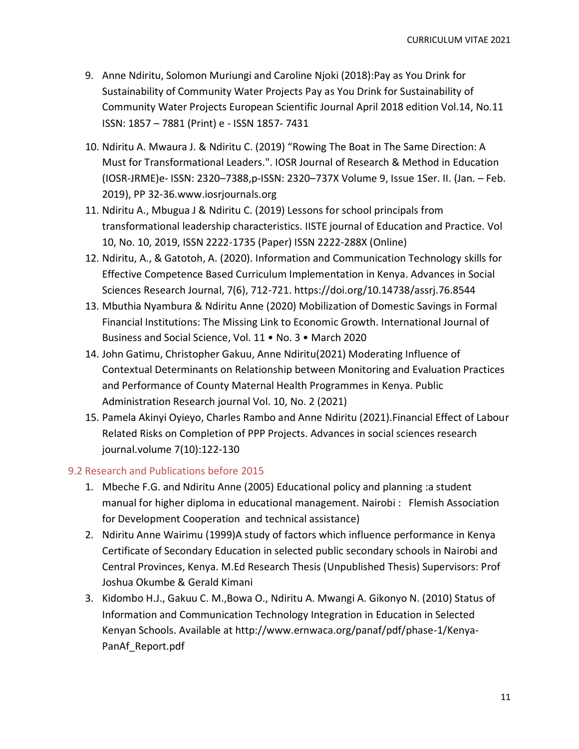9. Anne Ndiritu, Solomon Muriungi and Caroline Njoki (2018):Pay as You Drink for Sustainability of Community Water Projects Pay as You Drink for Sustainability of Community Water Projects European Scientific Journal April 2018 edition Vol.14, No.11 ISSN: 1857 – 7881 (Print) e - ISSN 1857- 7431
10. Ndiritu A. Mwaura J. & Ndiritu C. (2019) "Rowing The Boat in The Same Direction: A Must for Transformational Leaders.". IOSR Journal of Research & Method in Education (IOSR-JRME)e- ISSN: 2320–7388,p-ISSN: 2320–737X Volume 9, Issue 1Ser. II. (Jan. – Feb. 2019), PP 32-36.www.iosrjournals.org
11. Ndiritu A., Mbugua J & Ndiritu C. (2019) Lessons for school principals from transformational leadership characteristics. IISTE journal of Education and Practice. Vol 10, No. 10, 2019, ISSN 2222-1735 (Paper) ISSN 2222-288X (Online)
12. Ndiritu, A., & Gatotoh, A. (2020). Information and Communication Technology skills for Effective Competence Based Curriculum Implementation in Kenya. Advances in Social Sciences Research Journal, 7(6), 712-721. https://doi.org/10.14738/assrj.76.8544
13. Mbuthia Nyambura & Ndiritu Anne (2020) Mobilization of Domestic Savings in Formal Financial Institutions: The Missing Link to Economic Growth. International Journal of Business and Social Science, Vol. 11 • No. 3 • March 2020
14. John Gatimu, Christopher Gakuu, Anne Ndiritu(2021) Moderating Influence of Contextual Determinants on Relationship between Monitoring and Evaluation Practices and Performance of County Maternal Health Programmes in Kenya. Public Administration Research journal Vol. 10, No. 2 (2021)
15. Pamela Akinyi Oyieyo, Charles Rambo and Anne Ndiritu (2021).Financial Effect of Labour Related Risks on Completion of PPP Projects. Advances in social sciences research journal.volume 7(10):122-130

## 9.2 Research and Publications before 2015

1. Mbeche F.G. and Ndiritu Anne (2005) Educational policy and planning :a student manual for higher diploma in educational management. Nairobi : Flemish Association for Development Cooperation and technical assistance)
2. Ndiritu Anne Wairimu (1999)A study of factors which influence performance in Kenya Certificate of Secondary Education in selected public secondary schools in Nairobi and Central Provinces, Kenya. M.Ed Research Thesis (Unpublished Thesis) Supervisors: Prof Joshua Okumbe & Gerald Kimani
3. Kidombo H.J., Gakuu C. M.,Bowa O., Ndiritu A. Mwangi A. Gikonyo N. (2010) Status of Information and Communication Technology Integration in Education in Selected Kenyan Schools. Available at http://www.ernwaca.org/panaf/pdf/phase-1/Kenya-PanAf_Report.pdf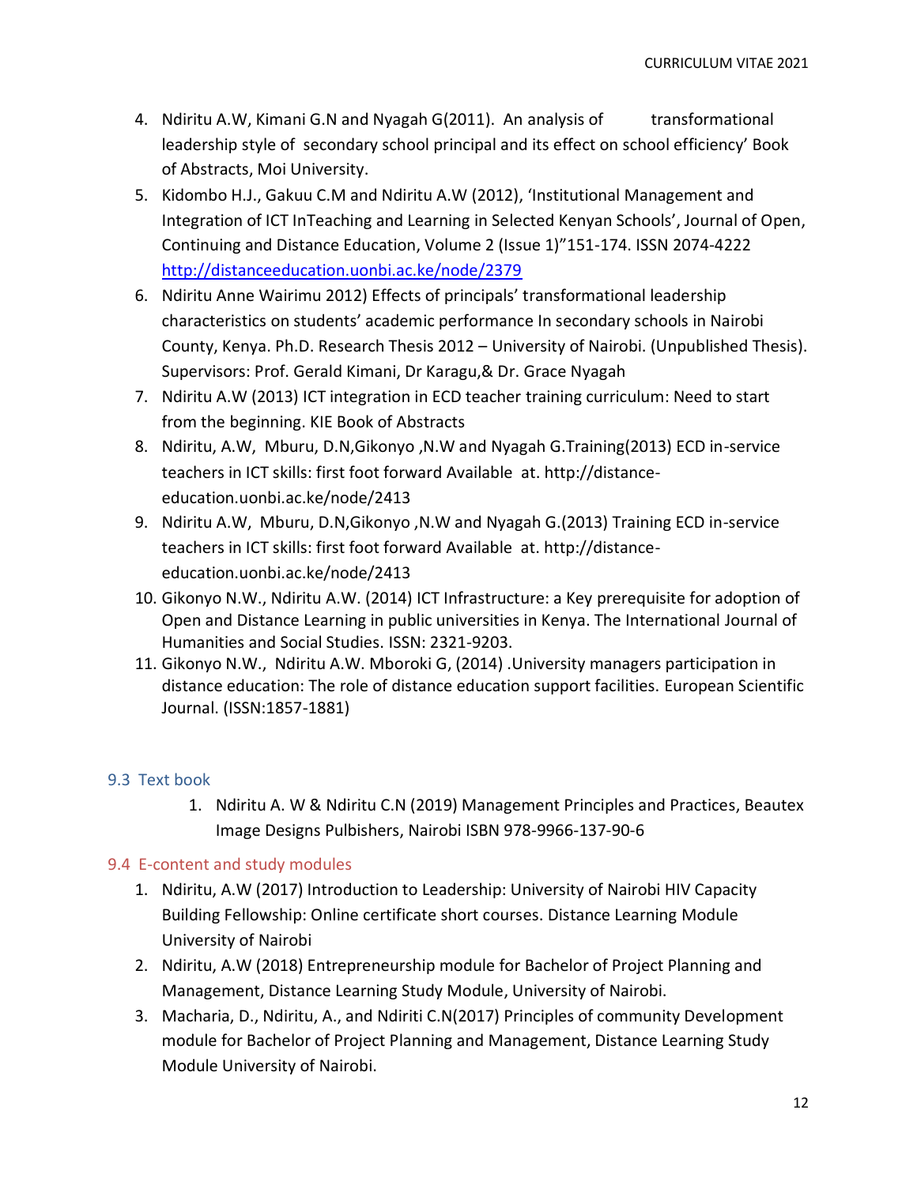4. Ndiritu A.W, Kimani G.N and Nyagah G(2011). An analysis of transformational leadership style of secondary school principal and its effect on school efficiency' Book of Abstracts, Moi University.
5. Kidombo H.J., Gakuu C.M and Ndiritu A.W (2012), 'Institutional Management and Integration of ICT InTeaching and Learning in Selected Kenyan Schools', Journal of Open, Continuing and Distance Education, Volume 2 (Issue 1)"151-174. ISSN 2074-4222 http://distanceeducation.uonbi.ac.ke/node/2379
6. Ndiritu Anne Wairimu 2012) Effects of principals' transformational leadership characteristics on students' academic performance In secondary schools in Nairobi County, Kenya. Ph.D. Research Thesis 2012 – University of Nairobi. (Unpublished Thesis). Supervisors: Prof. Gerald Kimani, Dr Karagu,& Dr. Grace Nyagah
7. Ndiritu A.W (2013) ICT integration in ECD teacher training curriculum: Need to start from the beginning. KIE Book of Abstracts
8. Ndiritu, A.W, Mburu, D.N,Gikonyo ,N.W and Nyagah G.Training(2013) ECD in-service teachers in ICT skills: first foot forward Available at. http://distance-education.uonbi.ac.ke/node/2413
9. Ndiritu A.W, Mburu, D.N,Gikonyo ,N.W and Nyagah G.(2013) Training ECD in-service teachers in ICT skills: first foot forward Available at. http://distance-education.uonbi.ac.ke/node/2413
10. Gikonyo N.W., Ndiritu A.W. (2014) ICT Infrastructure: a Key prerequisite for adoption of Open and Distance Learning in public universities in Kenya. The International Journal of Humanities and Social Studies. ISSN: 2321-9203.
11. Gikonyo N.W., Ndiritu A.W. Mboroki G, (2014) .University managers participation in distance education: The role of distance education support facilities. European Scientific Journal. (ISSN:1857-1881)

### 9.3 Text book

1. Ndiritu A. W & Ndiritu C.N (2019) Management Principles and Practices, Beautex Image Designs Pulbishers, Nairobi ISBN 978-9966-137-90-6

### 9.4 E-content and study modules

1. Ndiritu, A.W (2017) Introduction to Leadership: University of Nairobi HIV Capacity Building Fellowship: Online certificate short courses. Distance Learning Module University of Nairobi
2. Ndiritu, A.W (2018) Entrepreneurship module for Bachelor of Project Planning and Management, Distance Learning Study Module, University of Nairobi.
3. Macharia, D., Ndiritu, A., and Ndiriti C.N(2017) Principles of community Development module for Bachelor of Project Planning and Management, Distance Learning Study Module University of Nairobi.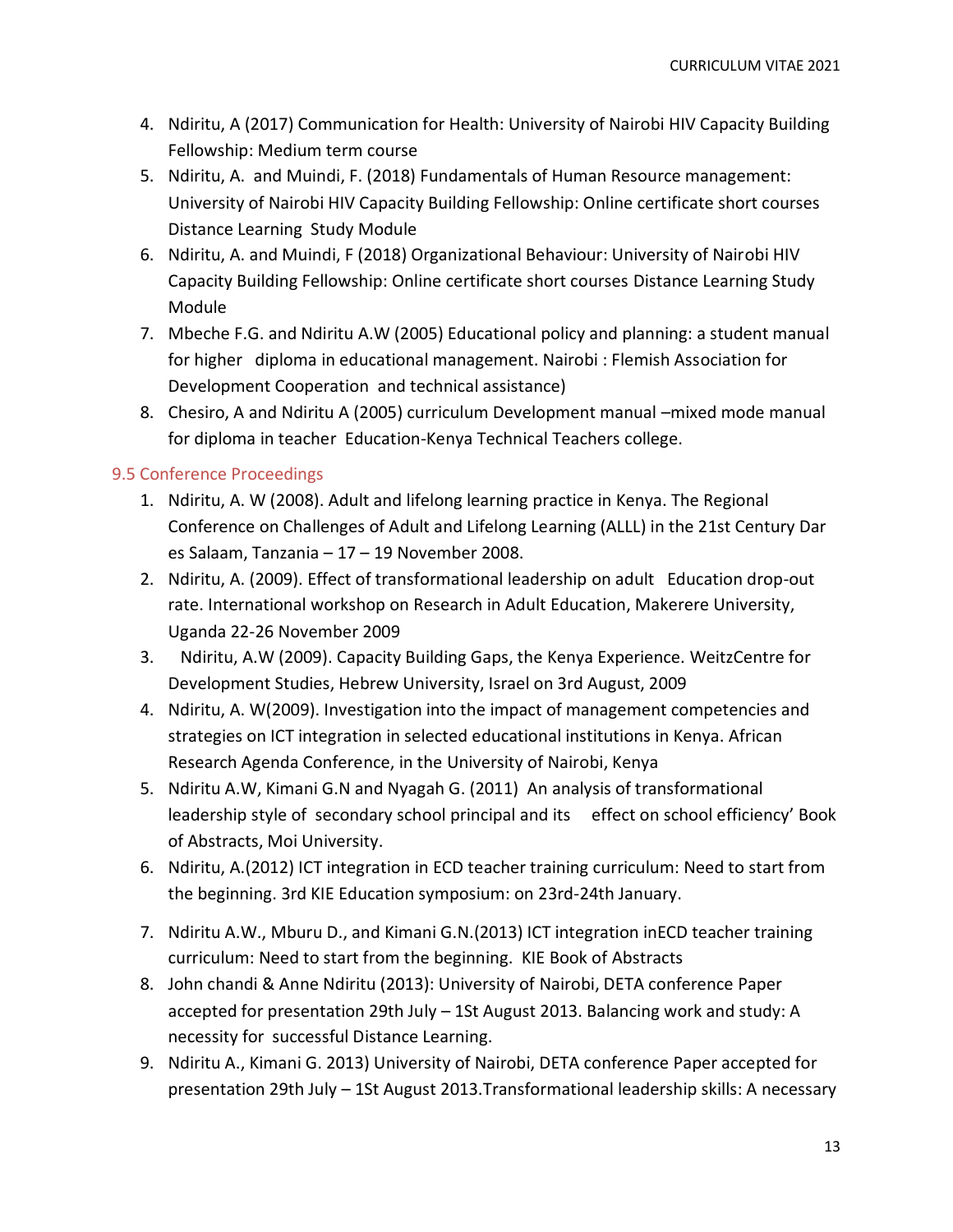4. Ndiritu, A (2017) Communication for Health: University of Nairobi HIV Capacity Building Fellowship: Medium term course
5. Ndiritu, A. and Muindi, F. (2018) Fundamentals of Human Resource management: University of Nairobi HIV Capacity Building Fellowship: Online certificate short courses Distance Learning Study Module
6. Ndiritu, A. and Muindi, F (2018) Organizational Behaviour: University of Nairobi HIV Capacity Building Fellowship: Online certificate short courses Distance Learning Study Module
7. Mbeche F.G. and Ndiritu A.W (2005) Educational policy and planning: a student manual for higher diploma in educational management. Nairobi : Flemish Association for Development Cooperation and technical assistance)
8. Chesiro, A and Ndiritu A (2005) curriculum Development manual –mixed mode manual for diploma in teacher Education-Kenya Technical Teachers college.

### 9.5 Conference Proceedings

1. Ndiritu, A. W (2008). Adult and lifelong learning practice in Kenya. The Regional Conference on Challenges of Adult and Lifelong Learning (ALLL) in the 21st Century Dar es Salaam, Tanzania – 17 – 19 November 2008.
2. Ndiritu, A. (2009). Effect of transformational leadership on adult Education drop-out rate. International workshop on Research in Adult Education, Makerere University, Uganda 22-26 November 2009
3. Ndiritu, A.W (2009). Capacity Building Gaps, the Kenya Experience. WeitzCentre for Development Studies, Hebrew University, Israel on 3rd August, 2009
4. Ndiritu, A. W(2009). Investigation into the impact of management competencies and strategies on ICT integration in selected educational institutions in Kenya. African Research Agenda Conference, in the University of Nairobi, Kenya
5. Ndiritu A.W, Kimani G.N and Nyagah G. (2011) An analysis of transformational leadership style of secondary school principal and its effect on school efficiency' Book of Abstracts, Moi University.
6. Ndiritu, A.(2012) ICT integration in ECD teacher training curriculum: Need to start from the beginning. 3rd KIE Education symposium: on 23rd-24th January.
7. Ndiritu A.W., Mburu D., and Kimani G.N.(2013) ICT integration inECD teacher training curriculum: Need to start from the beginning. KIE Book of Abstracts
8. John chandi & Anne Ndiritu (2013): University of Nairobi, DETA conference Paper accepted for presentation 29th July – 1St August 2013. Balancing work and study: A necessity for successful Distance Learning.
9. Ndiritu A., Kimani G. 2013) University of Nairobi, DETA conference Paper accepted for presentation 29th July – 1St August 2013.Transformational leadership skills: A necessary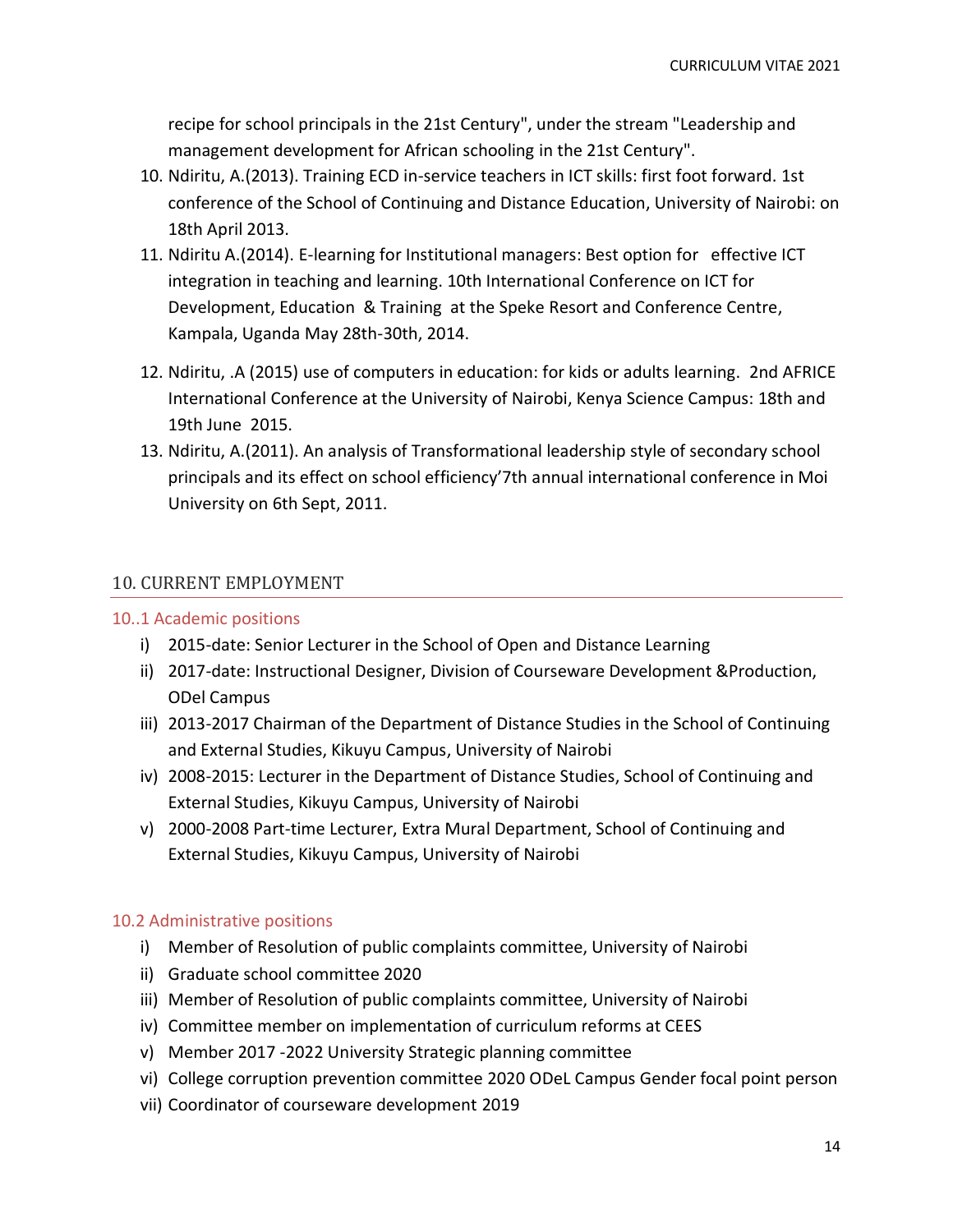recipe for school principals in the 21st Century", under the stream "Leadership and management development for African schooling in the 21st Century".

10. Ndiritu, A.(2013). Training ECD in-service teachers in ICT skills: first foot forward. 1st conference of the School of Continuing and Distance Education, University of Nairobi: on 18th April 2013.
11. Ndiritu A.(2014). E-learning for Institutional managers: Best option for effective ICT integration in teaching and learning. 10th International Conference on ICT for Development, Education & Training at the Speke Resort and Conference Centre, Kampala, Uganda May 28th-30th, 2014.
12. Ndiritu, .A (2015) use of computers in education: for kids or adults learning. 2nd AFRICE International Conference at the University of Nairobi, Kenya Science Campus: 18th and 19th June 2015.
13. Ndiritu, A.(2011). An analysis of Transformational leadership style of secondary school principals and its effect on school efficiency'7th annual international conference in Moi University on 6th Sept, 2011.

## 10. CURRENT EMPLOYMENT

### 10..1 Academic positions

i) 2015-date: Senior Lecturer in the School of Open and Distance Learning
ii) 2017-date: Instructional Designer, Division of Courseware Development &Production, ODel Campus
iii) 2013-2017 Chairman of the Department of Distance Studies in the School of Continuing and External Studies, Kikuyu Campus, University of Nairobi
iv) 2008-2015: Lecturer in the Department of Distance Studies, School of Continuing and External Studies, Kikuyu Campus, University of Nairobi
v) 2000-2008 Part-time Lecturer, Extra Mural Department, School of Continuing and External Studies, Kikuyu Campus, University of Nairobi

### 10.2 Administrative positions

i) Member of Resolution of public complaints committee, University of Nairobi
ii) Graduate school committee 2020
iii) Member of Resolution of public complaints committee, University of Nairobi
iv) Committee member on implementation of curriculum reforms at CEES
v) Member 2017 -2022 University Strategic planning committee
vi) College corruption prevention committee 2020 ODeL Campus Gender focal point person
vii) Coordinator of courseware development 2019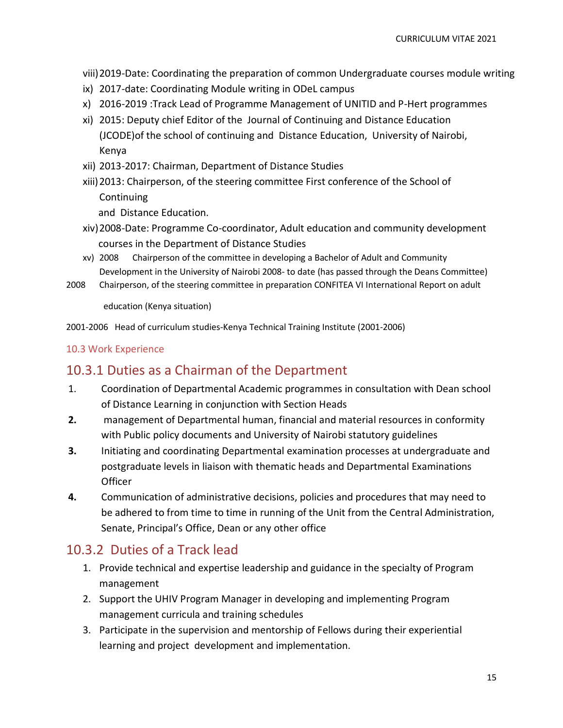viii) 2019-Date: Coordinating the preparation of common Undergraduate courses module writing

ix) 2017-date: Coordinating Module writing in ODeL campus

x) 2016-2019 :Track Lead of Programme Management of UNITID and P-Hert programmes

xi) 2015: Deputy chief Editor of the Journal of Continuing and Distance Education (JCODE)of the school of continuing and Distance Education, University of Nairobi, Kenya

xii) 2013-2017: Chairman, Department of Distance Studies

xiii) 2013: Chairperson, of the steering committee First conference of the School of Continuing and Distance Education.

xiv) 2008-Date: Programme Co-coordinator, Adult education and community development courses in the Department of Distance Studies

xv) 2008 Chairperson of the committee in developing a Bachelor of Adult and Community Development in the University of Nairobi 2008- to date (has passed through the Deans Committee)

2008 Chairperson, of the steering committee in preparation CONFITEA VI International Report on adult education (Kenya situation)

2001-2006 Head of curriculum studies-Kenya Technical Training Institute (2001-2006)

### 10.3 Work Experience

## 10.3.1 Duties as a Chairman of the Department

1. Coordination of Departmental Academic programmes in consultation with Dean school of Distance Learning in conjunction with Section Heads
2. management of Departmental human, financial and material resources in conformity with Public policy documents and University of Nairobi statutory guidelines
3. Initiating and coordinating Departmental examination processes at undergraduate and postgraduate levels in liaison with thematic heads and Departmental Examinations Officer
4. Communication of administrative decisions, policies and procedures that may need to be adhered to from time to time in running of the Unit from the Central Administration, Senate, Principal's Office, Dean or any other office

## 10.3.2 Duties of a Track lead

1. Provide technical and expertise leadership and guidance in the specialty of Program management
2. Support the UHIV Program Manager in developing and implementing Program management curricula and training schedules
3. Participate in the supervision and mentorship of Fellows during their experiential learning and project development and implementation.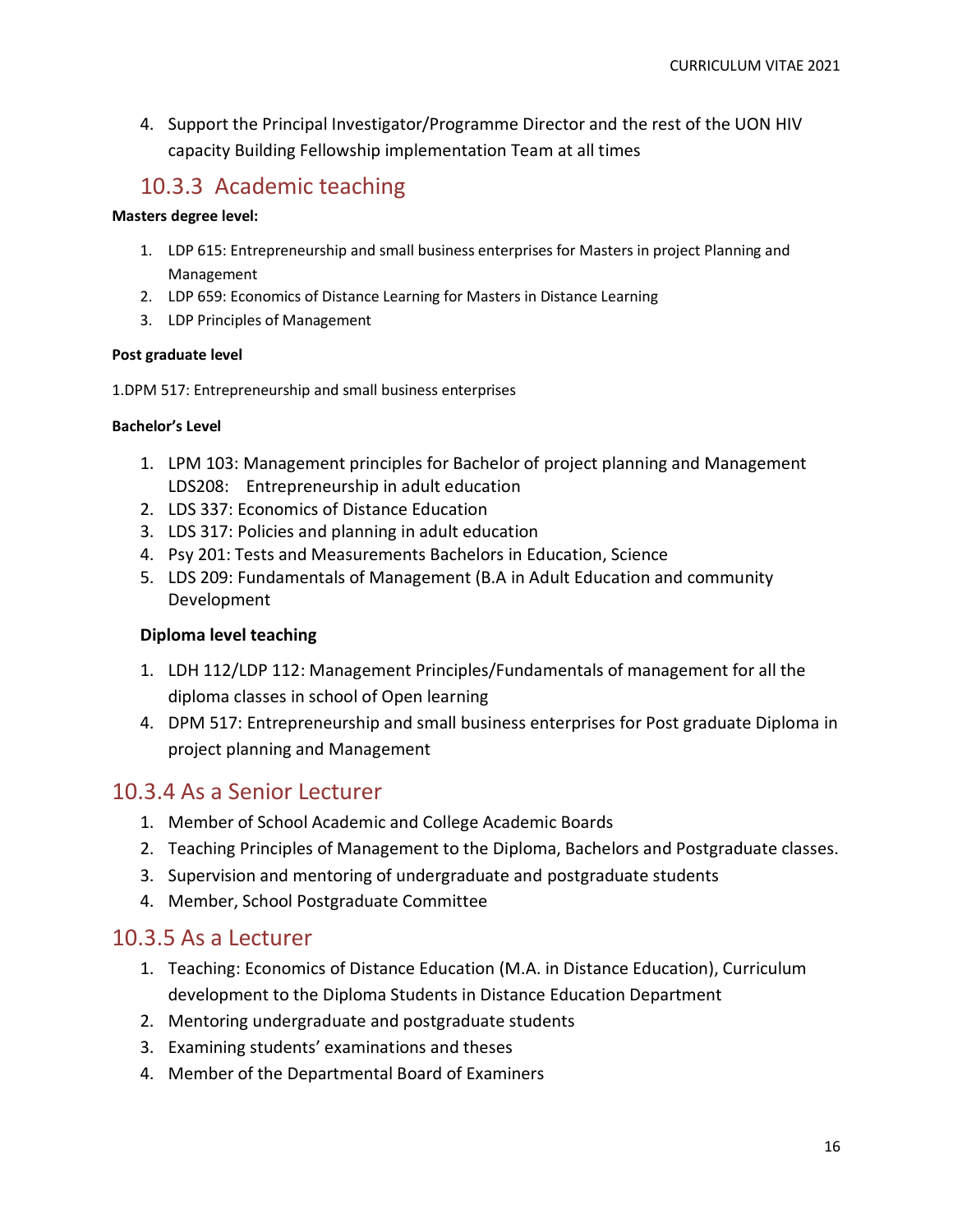4. Support the Principal Investigator/Programme Director and the rest of the UON HIV capacity Building Fellowship implementation Team at all times

### 10.3.3 Academic teaching

**Masters degree level:**

1. LDP 615: Entrepreneurship and small business enterprises for Masters in project Planning and Management
2. LDP 659: Economics of Distance Learning for Masters in Distance Learning
3. LDP Principles of Management

**Post graduate level**

1.DPM 517: Entrepreneurship and small business enterprises

**Bachelor's Level**

1. LPM 103: Management principles for Bachelor of project planning and Management LDS208: Entrepreneurship in adult education
2. LDS 337: Economics of Distance Education
3. LDS 317: Policies and planning in adult education
4. Psy 201: Tests and Measurements Bachelors in Education, Science
5. LDS 209: Fundamentals of Management (B.A in Adult Education and community Development

**Diploma level teaching**

1. LDH 112/LDP 112: Management Principles/Fundamentals of management for all the diploma classes in school of Open learning
4. DPM 517: Entrepreneurship and small business enterprises for Post graduate Diploma in project planning and Management

### 10.3.4 As a Senior Lecturer

1. Member of School Academic and College Academic Boards
2. Teaching Principles of Management to the Diploma, Bachelors and Postgraduate classes.
3. Supervision and mentoring of undergraduate and postgraduate students
4. Member, School Postgraduate Committee

### 10.3.5 As a Lecturer

1. Teaching: Economics of Distance Education (M.A. in Distance Education), Curriculum development to the Diploma Students in Distance Education Department
2. Mentoring undergraduate and postgraduate students
3. Examining students' examinations and theses
4. Member of the Departmental Board of Examiners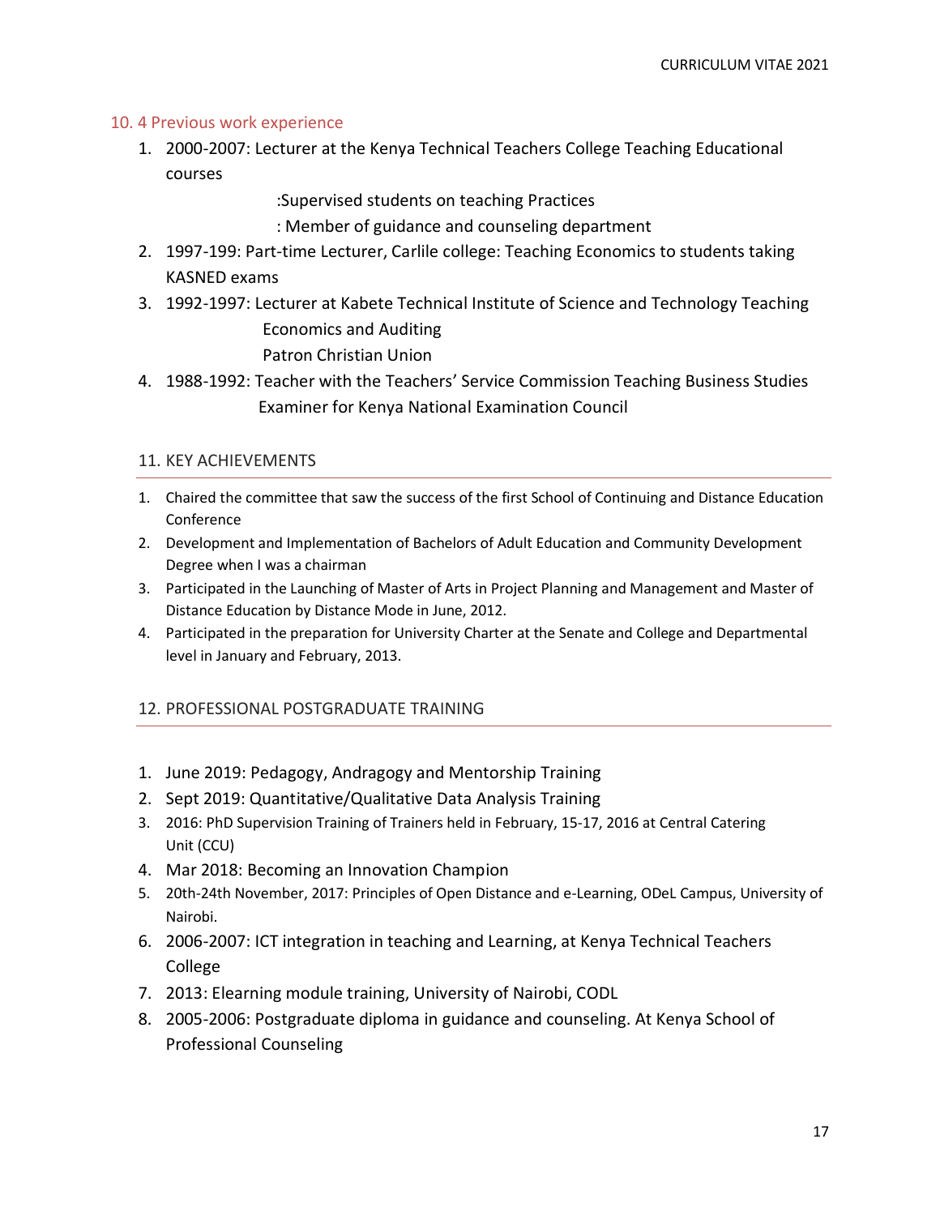### 10. 4 Previous work experience

1. 2000-2007: Lecturer at the Kenya Technical Teachers College Teaching Educational courses
   :Supervised students on teaching Practices
   : Member of guidance and counseling department
2. 1997-199: Part-time Lecturer, Carlile college: Teaching Economics to students taking KASNED exams
3. 1992-1997: Lecturer at Kabete Technical Institute of Science and Technology Teaching Economics and Auditing
   Patron Christian Union
4. 1988-1992: Teacher with the Teachers' Service Commission Teaching Business Studies
   Examiner for Kenya National Examination Council

## 11. KEY ACHIEVEMENTS

1. Chaired the committee that saw the success of the first School of Continuing and Distance Education Conference
2. Development and Implementation of Bachelors of Adult Education and Community Development Degree when I was a chairman
3. Participated in the Launching of Master of Arts in Project Planning and Management and Master of Distance Education by Distance Mode in June, 2012.
4. Participated in the preparation for University Charter at the Senate and College and Departmental level in January and February, 2013.

## 12. PROFESSIONAL POSTGRADUATE TRAINING

1. June 2019: Pedagogy, Andragogy and Mentorship Training
2. Sept 2019: Quantitative/Qualitative Data Analysis Training
3. 2016: PhD Supervision Training of Trainers held in February, 15-17, 2016 at Central Catering Unit (CCU)
4. Mar 2018: Becoming an Innovation Champion
5. 20th-24th November, 2017: Principles of Open Distance and e-Learning, ODeL Campus, University of Nairobi.
6. 2006-2007: ICT integration in teaching and Learning, at Kenya Technical Teachers College
7. 2013: Elearning module training, University of Nairobi, CODL
8. 2005-2006: Postgraduate diploma in guidance and counseling. At Kenya School of Professional Counseling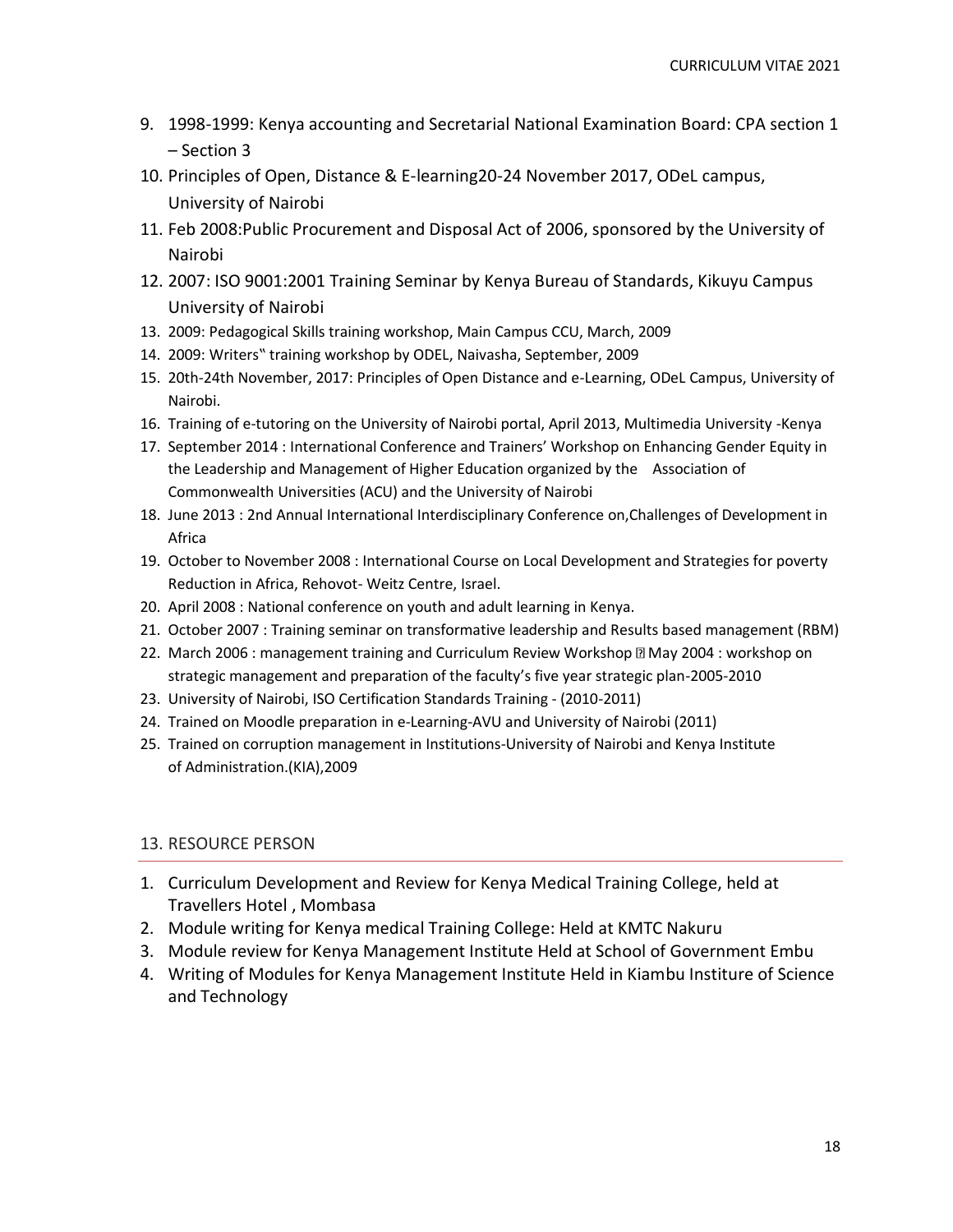9. 1998-1999: Kenya accounting and Secretarial National Examination Board: CPA section 1 – Section 3
10. Principles of Open, Distance & E-learning20-24 November 2017, ODeL campus, University of Nairobi
11. Feb 2008:Public Procurement and Disposal Act of 2006, sponsored by the University of Nairobi
12. 2007: ISO 9001:2001 Training Seminar by Kenya Bureau of Standards, Kikuyu Campus University of Nairobi
13. 2009: Pedagogical Skills training workshop, Main Campus CCU, March, 2009
14. 2009: Writers" training workshop by ODEL, Naivasha, September, 2009
15. 20th-24th November, 2017: Principles of Open Distance and e-Learning, ODeL Campus, University of Nairobi.
16. Training of e-tutoring on the University of Nairobi portal, April 2013, Multimedia University -Kenya
17. September 2014 : International Conference and Trainers' Workshop on Enhancing Gender Equity in the Leadership and Management of Higher Education organized by the Association of Commonwealth Universities (ACU) and the University of Nairobi
18. June 2013 : 2nd Annual International Interdisciplinary Conference on,Challenges of Development in Africa
19. October to November 2008 : International Course on Local Development and Strategies for poverty Reduction in Africa, Rehovot- Weitz Centre, Israel.
20. April 2008 : National conference on youth and adult learning in Kenya.
21. October 2007 : Training seminar on transformative leadership and Results based management (RBM)
22. March 2006 : management training and Curriculum Review Workshop  May 2004 : workshop on strategic management and preparation of the faculty's five year strategic plan-2005-2010
23. University of Nairobi, ISO Certification Standards Training - (2010-2011)
24. Trained on Moodle preparation in e-Learning-AVU and University of Nairobi (2011)
25. Trained on corruption management in Institutions-University of Nairobi and Kenya Institute of Administration.(KIA),2009

## 13. RESOURCE PERSON

1. Curriculum Development and Review for Kenya Medical Training College, held at Travellers Hotel , Mombasa
2. Module writing for Kenya medical Training College: Held at KMTC Nakuru
3. Module review for Kenya Management Institute Held at School of Government Embu
4. Writing of Modules for Kenya Management Institute Held in Kiambu Institure of Science and Technology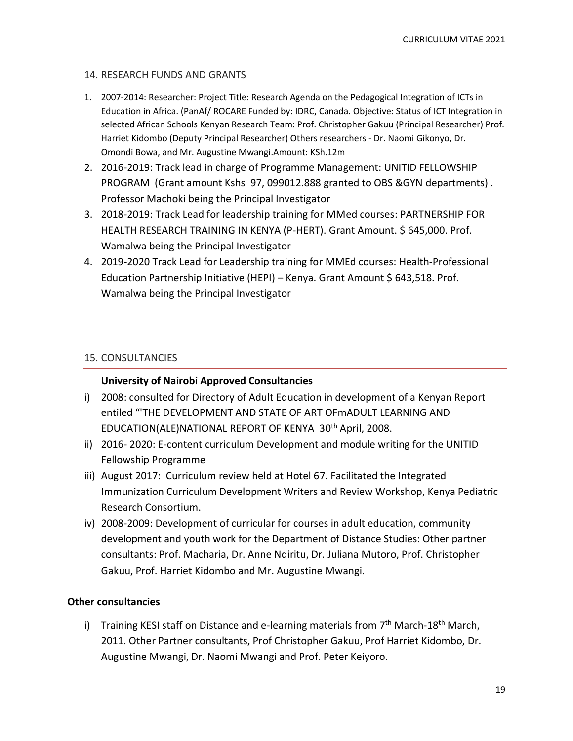## 14. RESEARCH FUNDS AND GRANTS

1. 2007-2014: Researcher: Project Title: Research Agenda on the Pedagogical Integration of ICTs in Education in Africa. (PanAf/ ROCARE Funded by: IDRC, Canada. Objective: Status of ICT Integration in selected African Schools Kenyan Research Team: Prof. Christopher Gakuu (Principal Researcher) Prof. Harriet Kidombo (Deputy Principal Researcher) Others researchers - Dr. Naomi Gikonyo, Dr. Omondi Bowa, and Mr. Augustine Mwangi.Amount: KSh.12m
2. 2016-2019: Track lead in charge of Programme Management: UNITID FELLOWSHIP PROGRAM (Grant amount Kshs 97, 099012.888 granted to OBS &GYN departments) . Professor Machoki being the Principal Investigator
3. 2018-2019: Track Lead for leadership training for MMed courses: PARTNERSHIP FOR HEALTH RESEARCH TRAINING IN KENYA (P-HERT). Grant Amount. $ 645,000. Prof. Wamalwa being the Principal Investigator
4. 2019-2020 Track Lead for Leadership training for MMEd courses: Health-Professional Education Partnership Initiative (HEPI) – Kenya. Grant Amount $ 643,518. Prof. Wamalwa being the Principal Investigator

## 15. CONSULTANCIES

**University of Nairobi Approved Consultancies**

i) 2008: consulted for Directory of Adult Education in development of a Kenyan Report entiled "'THE DEVELOPMENT AND STATE OF ART OFmADULT LEARNING AND EDUCATION(ALE)NATIONAL REPORT OF KENYA 30th April, 2008.
ii) 2016- 2020: E-content curriculum Development and module writing for the UNITID Fellowship Programme
iii) August 2017: Curriculum review held at Hotel 67. Facilitated the Integrated Immunization Curriculum Development Writers and Review Workshop, Kenya Pediatric Research Consortium.
iv) 2008-2009: Development of curricular for courses in adult education, community development and youth work for the Department of Distance Studies: Other partner consultants: Prof. Macharia, Dr. Anne Ndiritu, Dr. Juliana Mutoro, Prof. Christopher Gakuu, Prof. Harriet Kidombo and Mr. Augustine Mwangi.

**Other consultancies**

i) Training KESI staff on Distance and e-learning materials from 7th March-18th March, 2011. Other Partner consultants, Prof Christopher Gakuu, Prof Harriet Kidombo, Dr. Augustine Mwangi, Dr. Naomi Mwangi and Prof. Peter Keiyoro.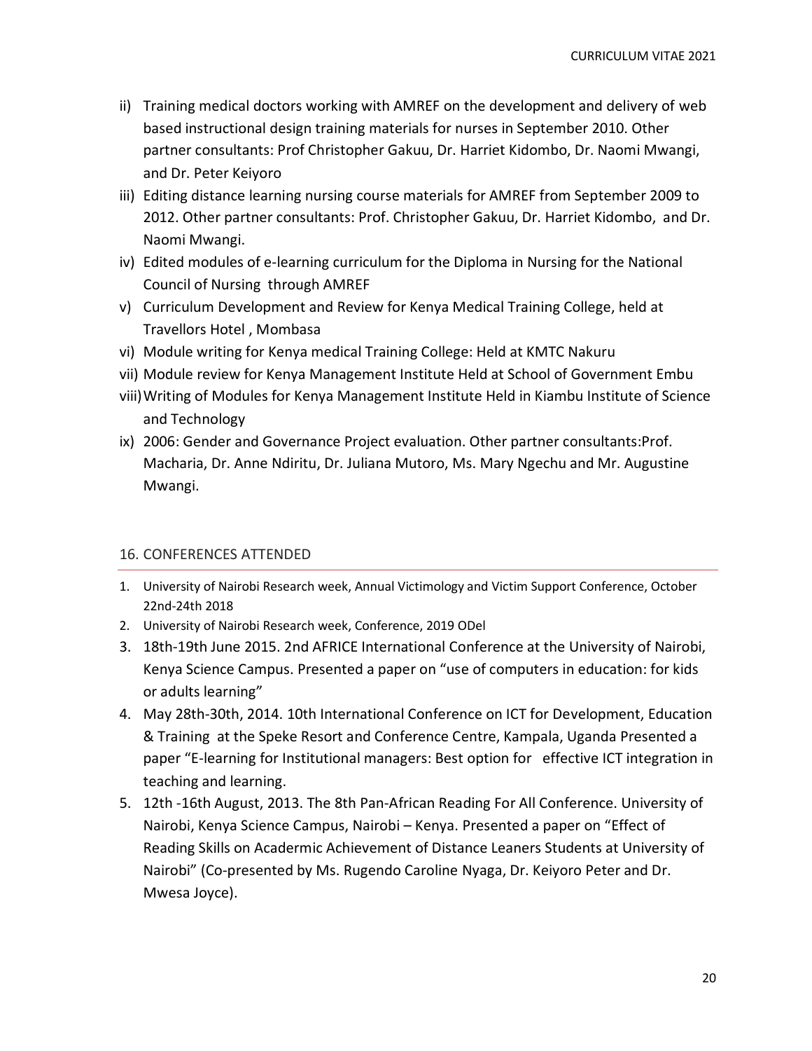ii) Training medical doctors working with AMREF on the development and delivery of web based instructional design training materials for nurses in September 2010. Other partner consultants: Prof Christopher Gakuu, Dr. Harriet Kidombo, Dr. Naomi Mwangi, and Dr. Peter Keiyoro

iii) Editing distance learning nursing course materials for AMREF from September 2009 to 2012. Other partner consultants: Prof. Christopher Gakuu, Dr. Harriet Kidombo, and Dr. Naomi Mwangi.

iv) Edited modules of e-learning curriculum for the Diploma in Nursing for the National Council of Nursing through AMREF

v) Curriculum Development and Review for Kenya Medical Training College, held at Travellors Hotel , Mombasa

vi) Module writing for Kenya medical Training College: Held at KMTC Nakuru

vii) Module review for Kenya Management Institute Held at School of Government Embu

viii) Writing of Modules for Kenya Management Institute Held in Kiambu Institute of Science and Technology

ix) 2006: Gender and Governance Project evaluation. Other partner consultants:Prof. Macharia, Dr. Anne Ndiritu, Dr. Juliana Mutoro, Ms. Mary Ngechu and Mr. Augustine Mwangi.

## 16. CONFERENCES ATTENDED

1. University of Nairobi Research week, Annual Victimology and Victim Support Conference, October 22nd-24th 2018
2. University of Nairobi Research week, Conference, 2019 ODel
3. 18th-19th June 2015. 2nd AFRICE International Conference at the University of Nairobi, Kenya Science Campus. Presented a paper on "use of computers in education: for kids or adults learning"
4. May 28th-30th, 2014. 10th International Conference on ICT for Development, Education & Training at the Speke Resort and Conference Centre, Kampala, Uganda Presented a paper "E-learning for Institutional managers: Best option for effective ICT integration in teaching and learning.
5. 12th -16th August, 2013. The 8th Pan-African Reading For All Conference. University of Nairobi, Kenya Science Campus, Nairobi – Kenya. Presented a paper on "Effect of Reading Skills on Acadermic Achievement of Distance Leaners Students at University of Nairobi" (Co-presented by Ms. Rugendo Caroline Nyaga, Dr. Keiyoro Peter and Dr. Mwesa Joyce).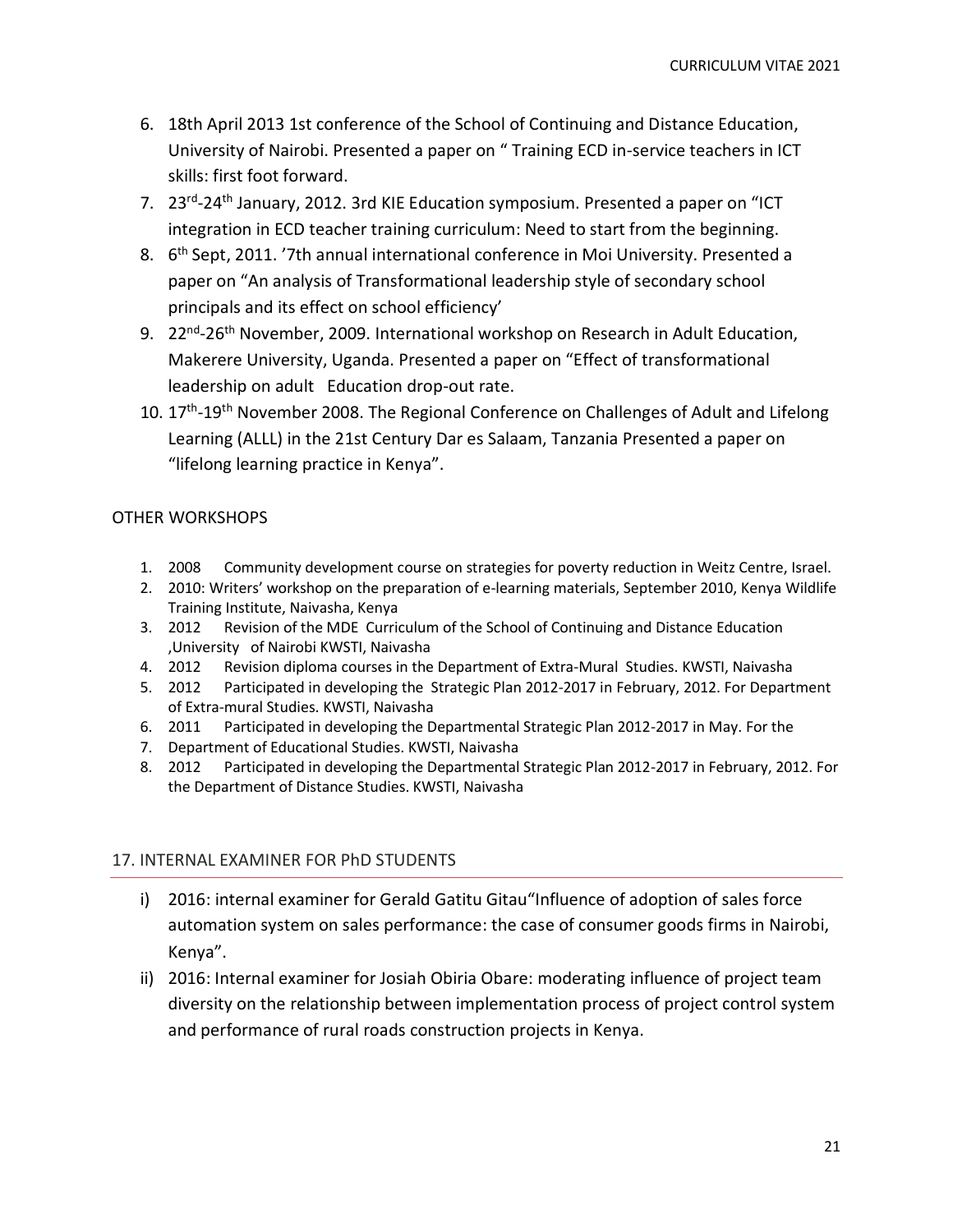6. 18th April 2013 1st conference of the School of Continuing and Distance Education, University of Nairobi. Presented a paper on " Training ECD in-service teachers in ICT skills: first foot forward.
7. 23rd-24th January, 2012. 3rd KIE Education symposium. Presented a paper on "ICT integration in ECD teacher training curriculum: Need to start from the beginning.
8. 6th Sept, 2011. '7th annual international conference in Moi University. Presented a paper on "An analysis of Transformational leadership style of secondary school principals and its effect on school efficiency'
9. 22nd-26th November, 2009. International workshop on Research in Adult Education, Makerere University, Uganda. Presented a paper on "Effect of transformational leadership on adult Education drop-out rate.
10. 17th-19th November 2008. The Regional Conference on Challenges of Adult and Lifelong Learning (ALLL) in the 21st Century Dar es Salaam, Tanzania Presented a paper on "lifelong learning practice in Kenya".

## OTHER WORKSHOPS

1. 2008 Community development course on strategies for poverty reduction in Weitz Centre, Israel.
2. 2010: Writers' workshop on the preparation of e-learning materials, September 2010, Kenya Wildlife Training Institute, Naivasha, Kenya
3. 2012 Revision of the MDE Curriculum of the School of Continuing and Distance Education ,University of Nairobi KWSTI, Naivasha
4. 2012 Revision diploma courses in the Department of Extra-Mural Studies. KWSTI, Naivasha
5. 2012 Participated in developing the Strategic Plan 2012-2017 in February, 2012. For Department of Extra-mural Studies. KWSTI, Naivasha
6. 2011 Participated in developing the Departmental Strategic Plan 2012-2017 in May. For the
7. Department of Educational Studies. KWSTI, Naivasha
8. 2012 Participated in developing the Departmental Strategic Plan 2012-2017 in February, 2012. For the Department of Distance Studies. KWSTI, Naivasha

## 17. INTERNAL EXAMINER FOR PhD STUDENTS

i) 2016: internal examiner for Gerald Gatitu Gitau"Influence of adoption of sales force automation system on sales performance: the case of consumer goods firms in Nairobi, Kenya".

ii) 2016: Internal examiner for Josiah Obiria Obare: moderating influence of project team diversity on the relationship between implementation process of project control system and performance of rural roads construction projects in Kenya.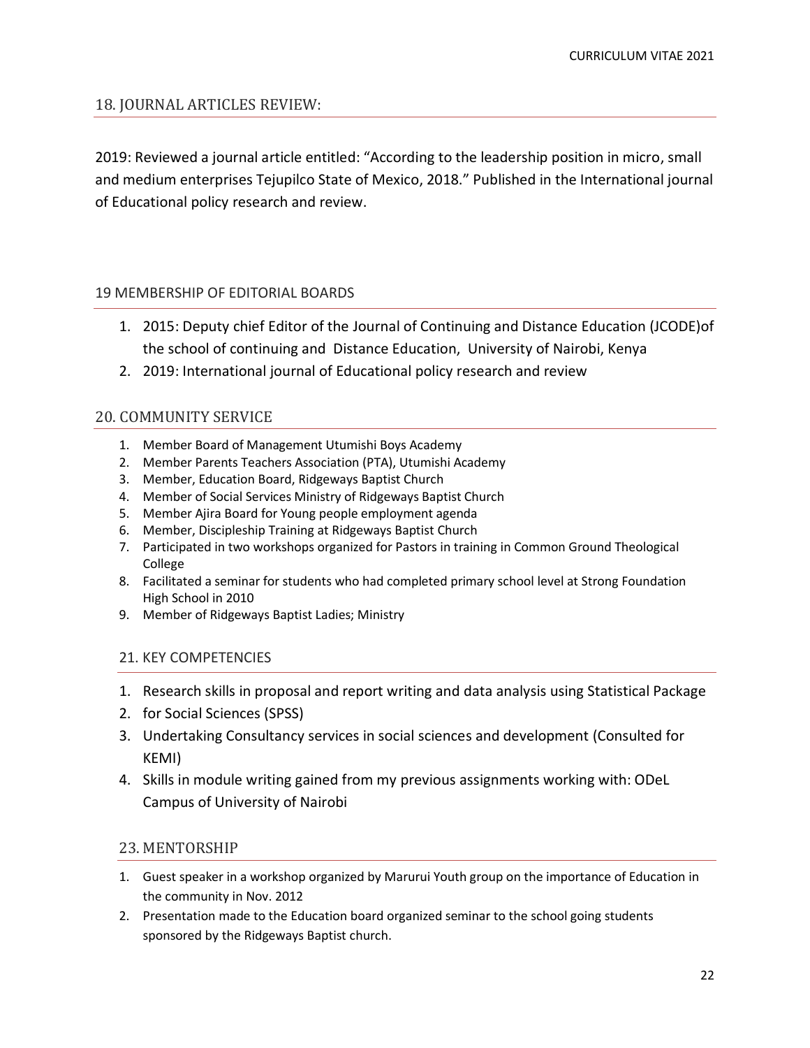## 18. JOURNAL ARTICLES REVIEW:

2019: Reviewed a journal article entitled: "According to the leadership position in micro, small and medium enterprises Tejupilco State of Mexico, 2018." Published in the International journal of Educational policy research and review.

## 19 MEMBERSHIP OF EDITORIAL BOARDS

1. 2015: Deputy chief Editor of the Journal of Continuing and Distance Education (JCODE)of the school of continuing and Distance Education, University of Nairobi, Kenya
2. 2019: International journal of Educational policy research and review

## 20. COMMUNITY SERVICE

1. Member Board of Management Utumishi Boys Academy
2. Member Parents Teachers Association (PTA), Utumishi Academy
3. Member, Education Board, Ridgeways Baptist Church
4. Member of Social Services Ministry of Ridgeways Baptist Church
5. Member Ajira Board for Young people employment agenda
6. Member, Discipleship Training at Ridgeways Baptist Church
7. Participated in two workshops organized for Pastors in training in Common Ground Theological College
8. Facilitated a seminar for students who had completed primary school level at Strong Foundation High School in 2010
9. Member of Ridgeways Baptist Ladies; Ministry

## 21. KEY COMPETENCIES

1. Research skills in proposal and report writing and data analysis using Statistical Package
2. for Social Sciences (SPSS)
3. Undertaking Consultancy services in social sciences and development (Consulted for KEMI)
4. Skills in module writing gained from my previous assignments working with: ODeL Campus of University of Nairobi

## 23. MENTORSHIP

1. Guest speaker in a workshop organized by Marurui Youth group on the importance of Education in the community in Nov. 2012
2. Presentation made to the Education board organized seminar to the school going students sponsored by the Ridgeways Baptist church.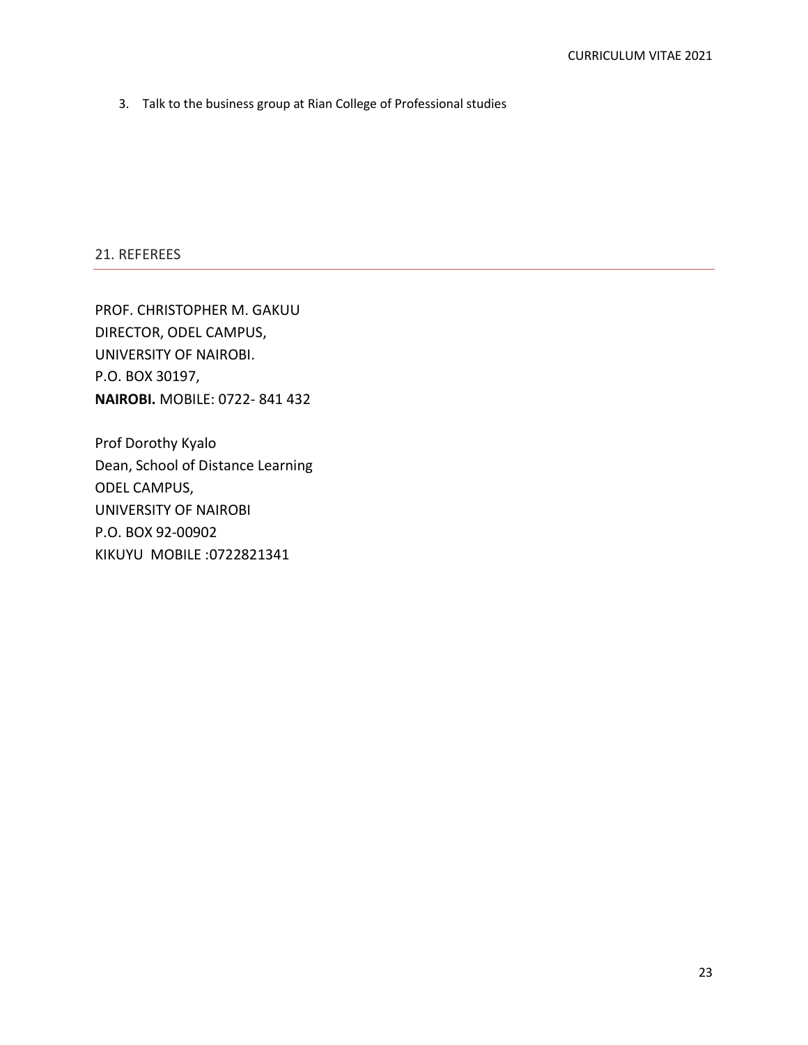3. Talk to the business group at Rian College of Professional studies

## 21. REFEREES

PROF. CHRISTOPHER M. GAKUU  
DIRECTOR, ODEL CAMPUS,  
UNIVERSITY OF NAIROBI.  
P.O. BOX 30197,  
**NAIROBI.** MOBILE: 0722- 841 432

Prof Dorothy Kyalo  
Dean, School of Distance Learning  
ODEL CAMPUS,  
UNIVERSITY OF NAIROBI  
P.O. BOX 92-00902  
KIKUYU MOBILE :0722821341